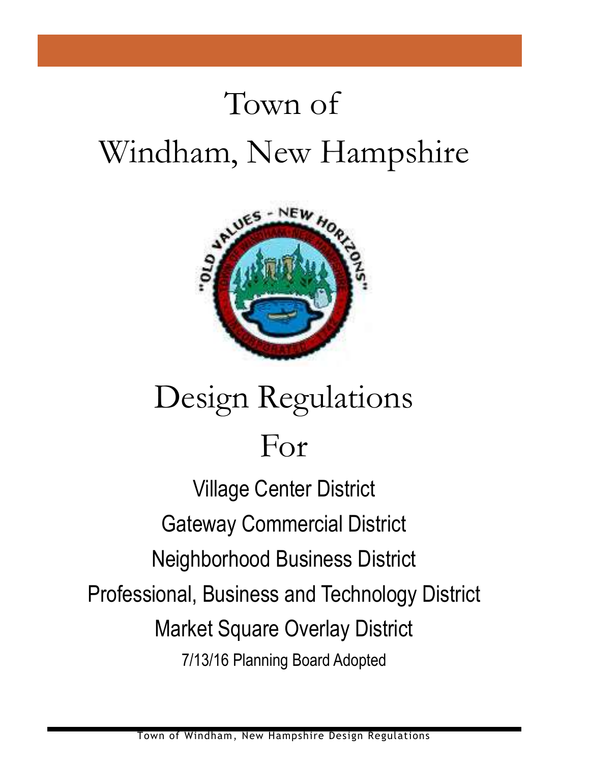# Town of Windham, New Hampshire

# Design Regulations For

## Village Center District

## Gateway Commercial District

## Neighborhood Business District

## Professional, Business and Technology District

## Market Square Overlay District

7/13/16 Planning Board Adopted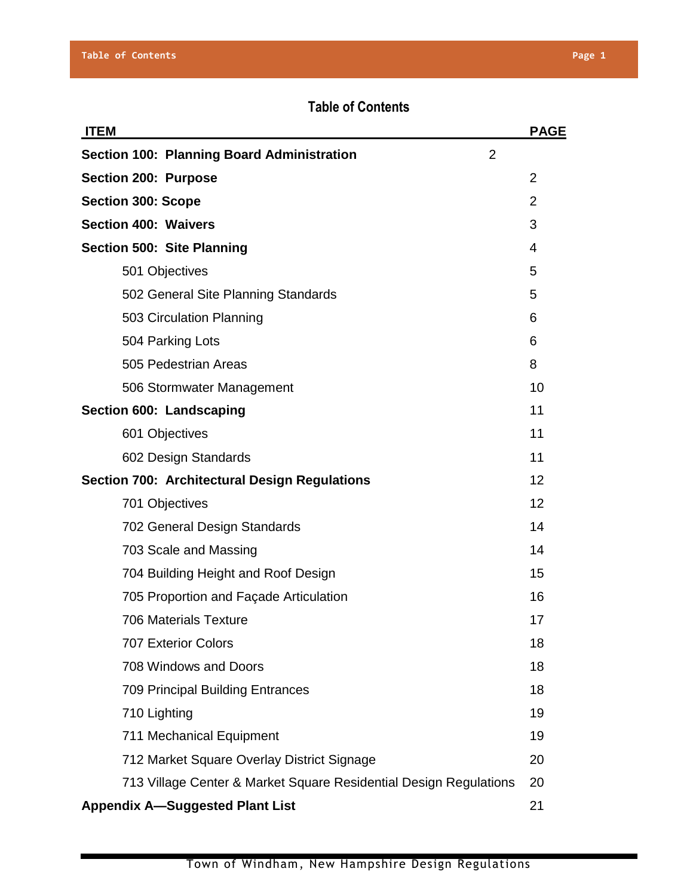# Table of Contents

| ITEM | PAGE |
|---|---|
| **Section 100: Planning Board Administration** | 2 |
| **Section 200: Purpose** | 2 |
| **Section 300: Scope** | 2 |
| **Section 400: Waivers** | 3 |
| **Section 500: Site Planning** | 4 |
| 501 Objectives | 5 |
| 502 General Site Planning Standards | 5 |
| 503 Circulation Planning | 6 |
| 504 Parking Lots | 6 |
| 505 Pedestrian Areas | 8 |
| 506 Stormwater Management | 10 |
| **Section 600: Landscaping** | 11 |
| 601 Objectives | 11 |
| 602 Design Standards | 11 |
| **Section 700: Architectural Design Regulations** | 12 |
| 701 Objectives | 12 |
| 702 General Design Standards | 14 |
| 703 Scale and Massing | 14 |
| 704 Building Height and Roof Design | 15 |
| 705 Proportion and Façade Articulation | 16 |
| 706 Materials Texture | 17 |
| 707 Exterior Colors | 18 |
| 708 Windows and Doors | 18 |
| 709 Principal Building Entrances | 18 |
| 710 Lighting | 19 |
| 711 Mechanical Equipment | 19 |
| 712 Market Square Overlay District Signage | 20 |
| 713 Village Center & Market Square Residential Design Regulations | 20 |
| **Appendix A—Suggested Plant List** | 21 |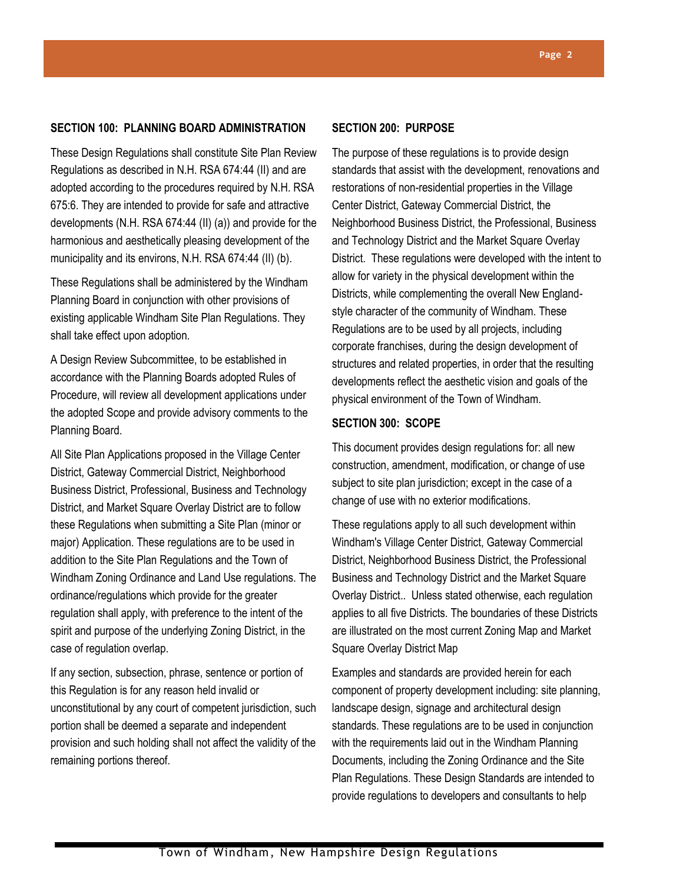## SECTION 100: PLANNING BOARD ADMINISTRATION

These Design Regulations shall constitute Site Plan Review Regulations as described in N.H. RSA 674:44 (II) and are adopted according to the procedures required by N.H. RSA 675:6. They are intended to provide for safe and attractive developments (N.H. RSA 674:44 (II) (a)) and provide for the harmonious and aesthetically pleasing development of the municipality and its environs, N.H. RSA 674:44 (II) (b).

These Regulations shall be administered by the Windham Planning Board in conjunction with other provisions of existing applicable Windham Site Plan Regulations. They shall take effect upon adoption.

A Design Review Subcommittee, to be established in accordance with the Planning Boards adopted Rules of Procedure, will review all development applications under the adopted Scope and provide advisory comments to the Planning Board.

All Site Plan Applications proposed in the Village Center District, Gateway Commercial District, Neighborhood Business District, Professional, Business and Technology District, and Market Square Overlay District are to follow these Regulations when submitting a Site Plan (minor or major) Application. These regulations are to be used in addition to the Site Plan Regulations and the Town of Windham Zoning Ordinance and Land Use regulations. The ordinance/regulations which provide for the greater regulation shall apply, with preference to the intent of the spirit and purpose of the underlying Zoning District, in the case of regulation overlap.

If any section, subsection, phrase, sentence or portion of this Regulation is for any reason held invalid or unconstitutional by any court of competent jurisdiction, such portion shall be deemed a separate and independent provision and such holding shall not affect the validity of the remaining portions thereof.

## SECTION 200: PURPOSE

The purpose of these regulations is to provide design standards that assist with the development, renovations and restorations of non-residential properties in the Village Center District, Gateway Commercial District, the Neighborhood Business District, the Professional, Business and Technology District and the Market Square Overlay District. These regulations were developed with the intent to allow for variety in the physical development within the Districts, while complementing the overall New England-style character of the community of Windham. These Regulations are to be used by all projects, including corporate franchises, during the design development of structures and related properties, in order that the resulting developments reflect the aesthetic vision and goals of the physical environment of the Town of Windham.

## SECTION 300: SCOPE

This document provides design regulations for: all new construction, amendment, modification, or change of use subject to site plan jurisdiction; except in the case of a change of use with no exterior modifications.

These regulations apply to all such development within Windham's Village Center District, Gateway Commercial District, Neighborhood Business District, the Professional Business and Technology District and the Market Square Overlay District.. Unless stated otherwise, each regulation applies to all five Districts. The boundaries of these Districts are illustrated on the most current Zoning Map and Market Square Overlay District Map

Examples and standards are provided herein for each component of property development including: site planning, landscape design, signage and architectural design standards. These regulations are to be used in conjunction with the requirements laid out in the Windham Planning Documents, including the Zoning Ordinance and the Site Plan Regulations. These Design Standards are intended to provide regulations to developers and consultants to help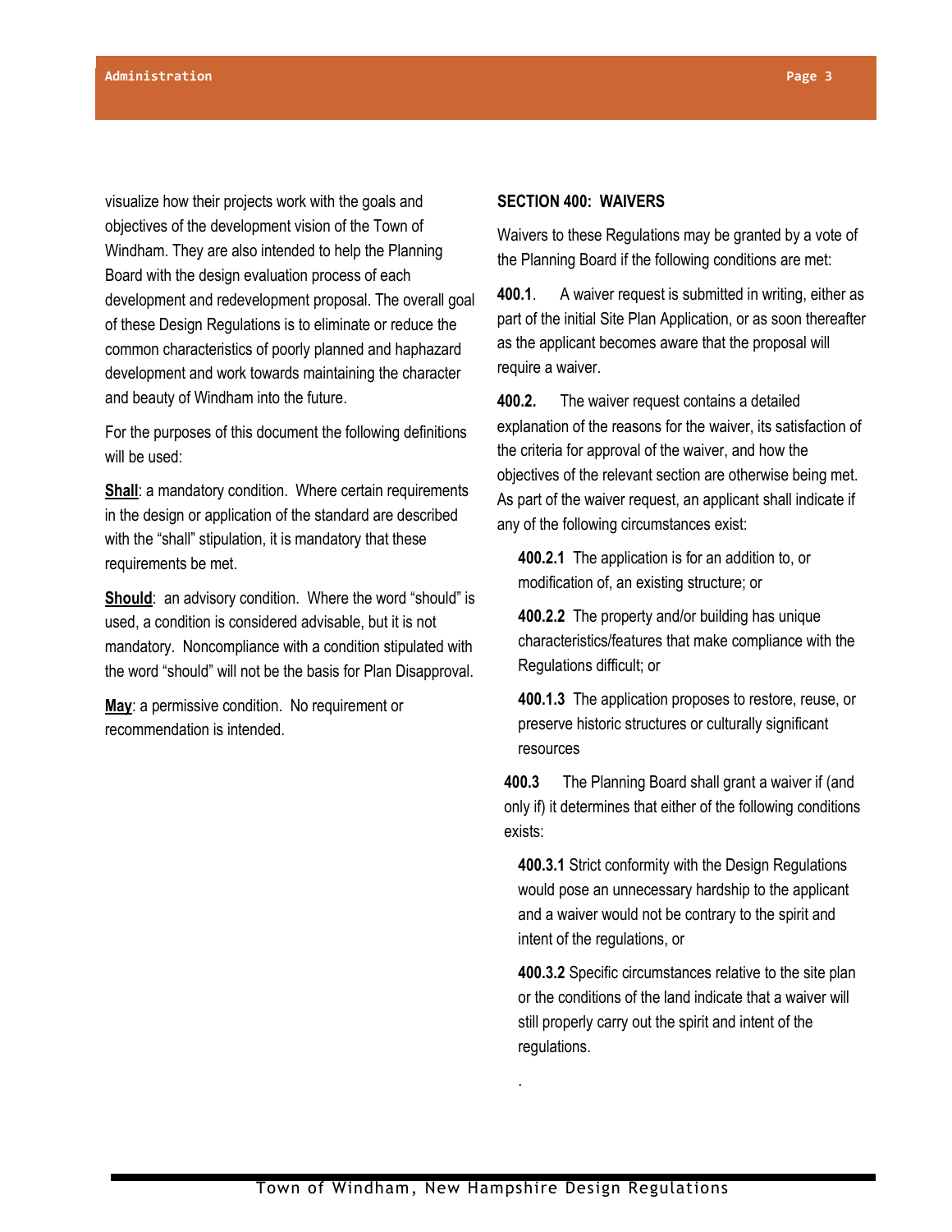visualize how their projects work with the goals and objectives of the development vision of the Town of Windham. They are also intended to help the Planning Board with the design evaluation process of each development and redevelopment proposal. The overall goal of these Design Regulations is to eliminate or reduce the common characteristics of poorly planned and haphazard development and work towards maintaining the character and beauty of Windham into the future.

For the purposes of this document the following definitions will be used:

**Shall**: a mandatory condition. Where certain requirements in the design or application of the standard are described with the "shall" stipulation, it is mandatory that these requirements be met.

**Should**: an advisory condition. Where the word "should" is used, a condition is considered advisable, but it is not mandatory. Noncompliance with a condition stipulated with the word "should" will not be the basis for Plan Disapproval.

**May**: a permissive condition. No requirement or recommendation is intended.

## SECTION 400: WAIVERS

Waivers to these Regulations may be granted by a vote of the Planning Board if the following conditions are met:

**400.1**. A waiver request is submitted in writing, either as part of the initial Site Plan Application, or as soon thereafter as the applicant becomes aware that the proposal will require a waiver.

**400.2.** The waiver request contains a detailed explanation of the reasons for the waiver, its satisfaction of the criteria for approval of the waiver, and how the objectives of the relevant section are otherwise being met. As part of the waiver request, an applicant shall indicate if any of the following circumstances exist:

**400.2.1** The application is for an addition to, or modification of, an existing structure; or

**400.2.2** The property and/or building has unique characteristics/features that make compliance with the Regulations difficult; or

**400.1.3** The application proposes to restore, reuse, or preserve historic structures or culturally significant resources

**400.3** The Planning Board shall grant a waiver if (and only if) it determines that either of the following conditions exists:

**400.3.1** Strict conformity with the Design Regulations would pose an unnecessary hardship to the applicant and a waiver would not be contrary to the spirit and intent of the regulations, or

**400.3.2** Specific circumstances relative to the site plan or the conditions of the land indicate that a waiver will still properly carry out the spirit and intent of the regulations.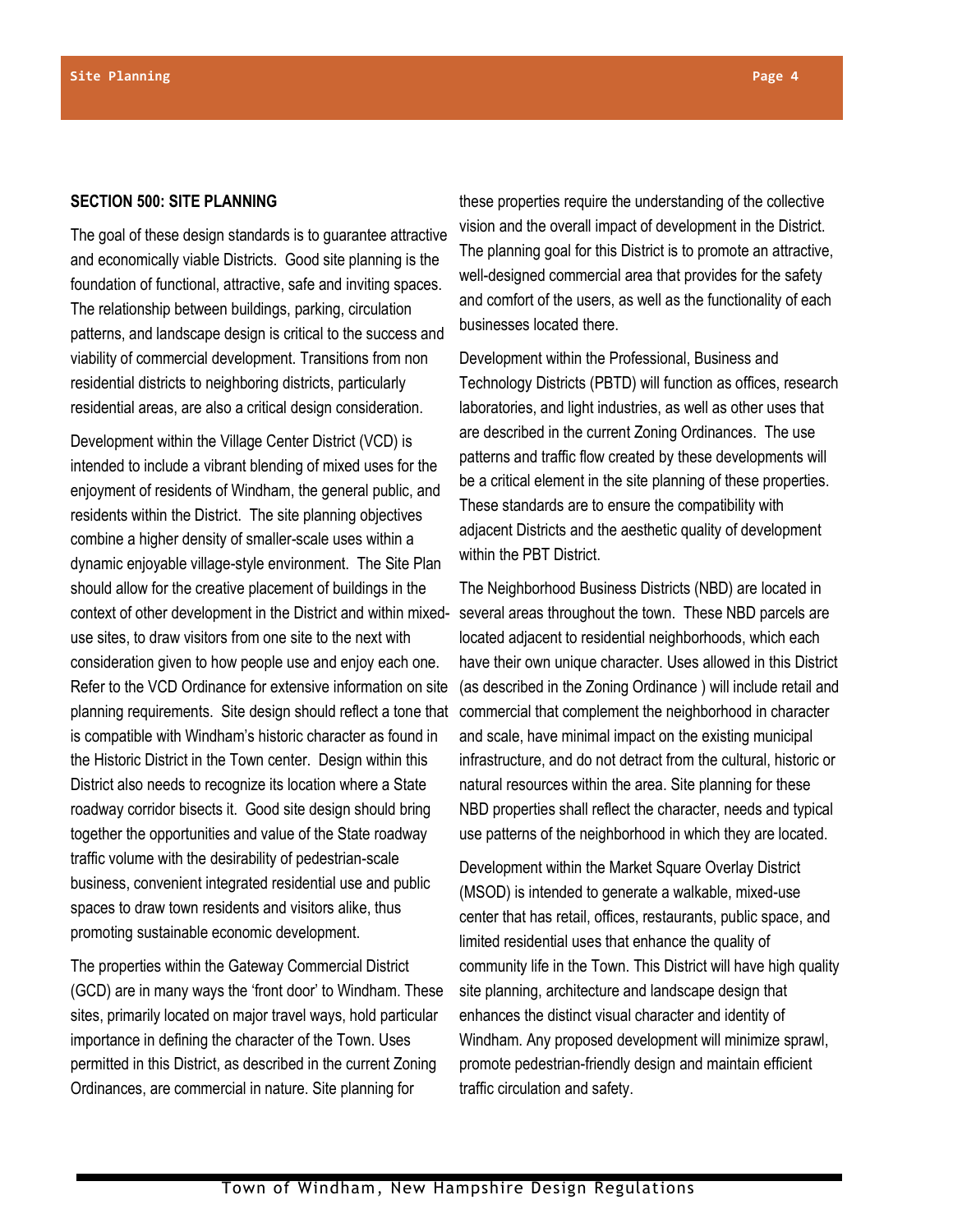## SECTION 500: SITE PLANNING

The goal of these design standards is to guarantee attractive and economically viable Districts. Good site planning is the foundation of functional, attractive, safe and inviting spaces. The relationship between buildings, parking, circulation patterns, and landscape design is critical to the success and viability of commercial development. Transitions from non residential districts to neighboring districts, particularly residential areas, are also a critical design consideration.

Development within the Village Center District (VCD) is intended to include a vibrant blending of mixed uses for the enjoyment of residents of Windham, the general public, and residents within the District. The site planning objectives combine a higher density of smaller-scale uses within a dynamic enjoyable village-style environment. The Site Plan should allow for the creative placement of buildings in the context of other development in the District and within mixed-use sites, to draw visitors from one site to the next with consideration given to how people use and enjoy each one. Refer to the VCD Ordinance for extensive information on site planning requirements. Site design should reflect a tone that is compatible with Windham's historic character as found in the Historic District in the Town center. Design within this District also needs to recognize its location where a State roadway corridor bisects it. Good site design should bring together the opportunities and value of the State roadway traffic volume with the desirability of pedestrian-scale business, convenient integrated residential use and public spaces to draw town residents and visitors alike, thus promoting sustainable economic development.

The properties within the Gateway Commercial District (GCD) are in many ways the 'front door' to Windham. These sites, primarily located on major travel ways, hold particular importance in defining the character of the Town. Uses permitted in this District, as described in the current Zoning Ordinances, are commercial in nature. Site planning for these properties require the understanding of the collective vision and the overall impact of development in the District. The planning goal for this District is to promote an attractive, well-designed commercial area that provides for the safety and comfort of the users, as well as the functionality of each businesses located there.

Development within the Professional, Business and Technology Districts (PBTD) will function as offices, research laboratories, and light industries, as well as other uses that are described in the current Zoning Ordinances. The use patterns and traffic flow created by these developments will be a critical element in the site planning of these properties. These standards are to ensure the compatibility with adjacent Districts and the aesthetic quality of development within the PBT District.

The Neighborhood Business Districts (NBD) are located in several areas throughout the town. These NBD parcels are located adjacent to residential neighborhoods, which each have their own unique character. Uses allowed in this District (as described in the Zoning Ordinance ) will include retail and commercial that complement the neighborhood in character and scale, have minimal impact on the existing municipal infrastructure, and do not detract from the cultural, historic or natural resources within the area. Site planning for these NBD properties shall reflect the character, needs and typical use patterns of the neighborhood in which they are located.

Development within the Market Square Overlay District (MSOD) is intended to generate a walkable, mixed-use center that has retail, offices, restaurants, public space, and limited residential uses that enhance the quality of community life in the Town. This District will have high quality site planning, architecture and landscape design that enhances the distinct visual character and identity of Windham. Any proposed development will minimize sprawl, promote pedestrian-friendly design and maintain efficient traffic circulation and safety.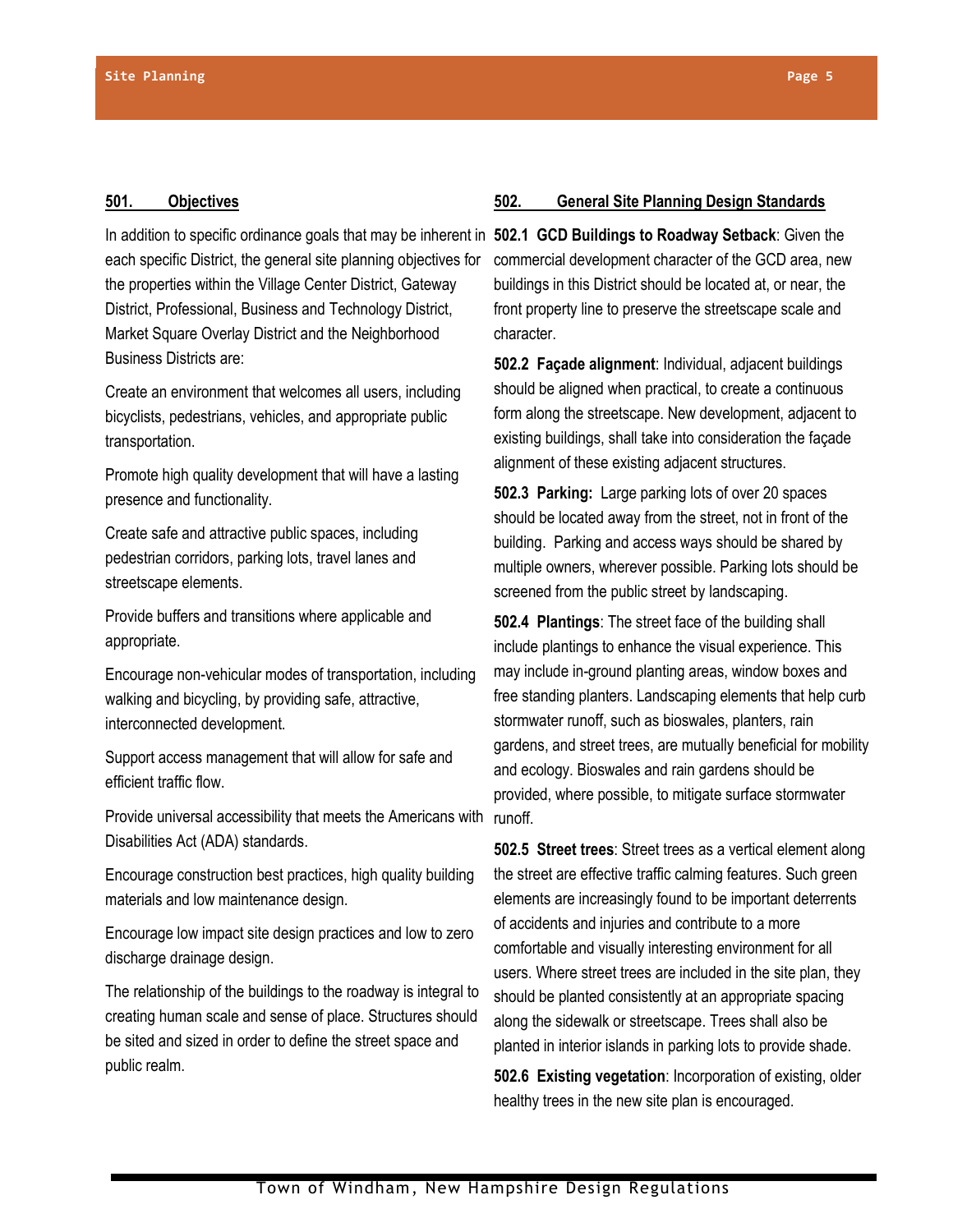## 501. Objectives

In addition to specific ordinance goals that may be inherent in each specific District, the general site planning objectives for the properties within the Village Center District, Gateway District, Professional, Business and Technology District, Market Square Overlay District and the Neighborhood Business Districts are:

Create an environment that welcomes all users, including bicyclists, pedestrians, vehicles, and appropriate public transportation.

Promote high quality development that will have a lasting presence and functionality.

Create safe and attractive public spaces, including pedestrian corridors, parking lots, travel lanes and streetscape elements.

Provide buffers and transitions where applicable and appropriate.

Encourage non-vehicular modes of transportation, including walking and bicycling, by providing safe, attractive, interconnected development.

Support access management that will allow for safe and efficient traffic flow.

Provide universal accessibility that meets the Americans with Disabilities Act (ADA) standards.

Encourage construction best practices, high quality building materials and low maintenance design.

Encourage low impact site design practices and low to zero discharge drainage design.

The relationship of the buildings to the roadway is integral to creating human scale and sense of place. Structures should be sited and sized in order to define the street space and public realm.

## 502. General Site Planning Design Standards

**502.1 GCD Buildings to Roadway Setback**: Given the commercial development character of the GCD area, new buildings in this District should be located at, or near, the front property line to preserve the streetscape scale and character.

**502.2 Façade alignment**: Individual, adjacent buildings should be aligned when practical, to create a continuous form along the streetscape. New development, adjacent to existing buildings, shall take into consideration the façade alignment of these existing adjacent structures.

**502.3 Parking:** Large parking lots of over 20 spaces should be located away from the street, not in front of the building. Parking and access ways should be shared by multiple owners, wherever possible. Parking lots should be screened from the public street by landscaping.

**502.4 Plantings**: The street face of the building shall include plantings to enhance the visual experience. This may include in-ground planting areas, window boxes and free standing planters. Landscaping elements that help curb stormwater runoff, such as bioswales, planters, rain gardens, and street trees, are mutually beneficial for mobility and ecology. Bioswales and rain gardens should be provided, where possible, to mitigate surface stormwater runoff.

**502.5 Street trees**: Street trees as a vertical element along the street are effective traffic calming features. Such green elements are increasingly found to be important deterrents of accidents and injuries and contribute to a more comfortable and visually interesting environment for all users. Where street trees are included in the site plan, they should be planted consistently at an appropriate spacing along the sidewalk or streetscape. Trees shall also be planted in interior islands in parking lots to provide shade.

**502.6 Existing vegetation**: Incorporation of existing, older healthy trees in the new site plan is encouraged.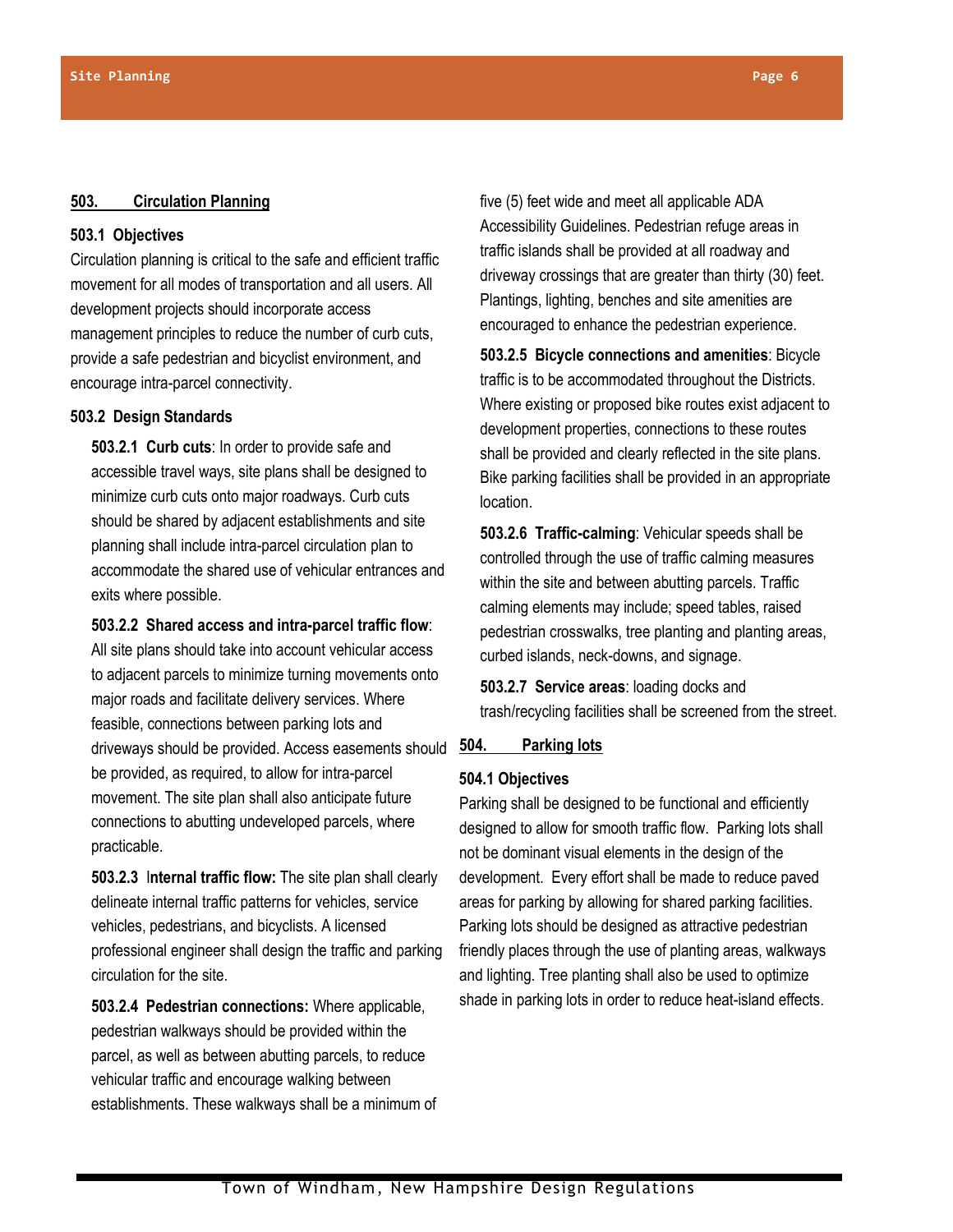## 503. Circulation Planning

### 503.1 Objectives

Circulation planning is critical to the safe and efficient traffic movement for all modes of transportation and all users. All development projects should incorporate access management principles to reduce the number of curb cuts, provide a safe pedestrian and bicyclist environment, and encourage intra-parcel connectivity.

### 503.2 Design Standards

**503.2.1 Curb cuts**: In order to provide safe and accessible travel ways, site plans shall be designed to minimize curb cuts onto major roadways. Curb cuts should be shared by adjacent establishments and site planning shall include intra-parcel circulation plan to accommodate the shared use of vehicular entrances and exits where possible.

**503.2.2 Shared access and intra-parcel traffic flow**: All site plans should take into account vehicular access to adjacent parcels to minimize turning movements onto major roads and facilitate delivery services. Where feasible, connections between parking lots and driveways should be provided. Access easements should be provided, as required, to allow for intra-parcel movement. The site plan shall also anticipate future connections to abutting undeveloped parcels, where practicable.

**503.2.3 Internal traffic flow:** The site plan shall clearly delineate internal traffic patterns for vehicles, service vehicles, pedestrians, and bicyclists. A licensed professional engineer shall design the traffic and parking circulation for the site.

**503.2.4 Pedestrian connections:** Where applicable, pedestrian walkways should be provided within the parcel, as well as between abutting parcels, to reduce vehicular traffic and encourage walking between establishments. These walkways shall be a minimum of five (5) feet wide and meet all applicable ADA Accessibility Guidelines. Pedestrian refuge areas in traffic islands shall be provided at all roadway and driveway crossings that are greater than thirty (30) feet. Plantings, lighting, benches and site amenities are encouraged to enhance the pedestrian experience.

**503.2.5 Bicycle connections and amenities**: Bicycle traffic is to be accommodated throughout the Districts. Where existing or proposed bike routes exist adjacent to development properties, connections to these routes shall be provided and clearly reflected in the site plans. Bike parking facilities shall be provided in an appropriate location.

**503.2.6 Traffic-calming**: Vehicular speeds shall be controlled through the use of traffic calming measures within the site and between abutting parcels. Traffic calming elements may include; speed tables, raised pedestrian crosswalks, tree planting and planting areas, curbed islands, neck-downs, and signage.

**503.2.7 Service areas**: loading docks and trash/recycling facilities shall be screened from the street.

## 504. Parking lots

### 504.1 Objectives

Parking shall be designed to be functional and efficiently designed to allow for smooth traffic flow. Parking lots shall not be dominant visual elements in the design of the development. Every effort shall be made to reduce paved areas for parking by allowing for shared parking facilities. Parking lots should be designed as attractive pedestrian friendly places through the use of planting areas, walkways and lighting. Tree planting shall also be used to optimize shade in parking lots in order to reduce heat-island effects.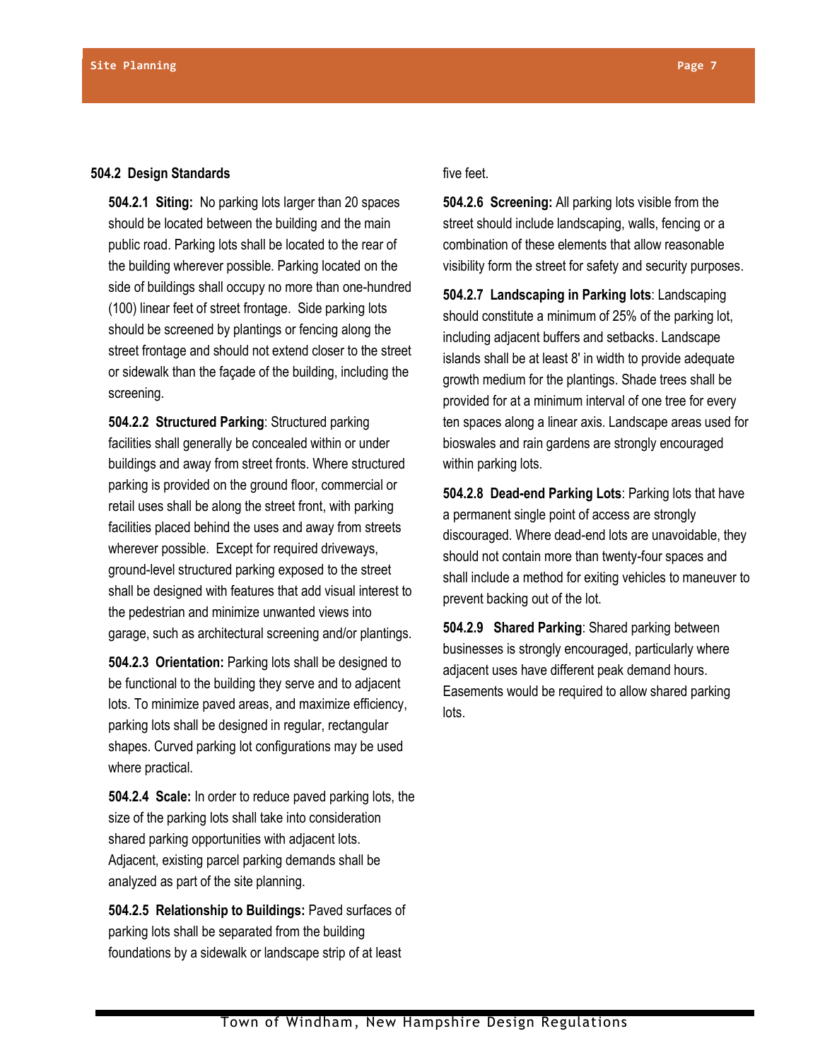### 504.2 Design Standards

**504.2.1 Siting:** No parking lots larger than 20 spaces should be located between the building and the main public road. Parking lots shall be located to the rear of the building wherever possible. Parking located on the side of buildings shall occupy no more than one-hundred (100) linear feet of street frontage. Side parking lots should be screened by plantings or fencing along the street frontage and should not extend closer to the street or sidewalk than the façade of the building, including the screening.

**504.2.2 Structured Parking**: Structured parking facilities shall generally be concealed within or under buildings and away from street fronts. Where structured parking is provided on the ground floor, commercial or retail uses shall be along the street front, with parking facilities placed behind the uses and away from streets wherever possible. Except for required driveways, ground-level structured parking exposed to the street shall be designed with features that add visual interest to the pedestrian and minimize unwanted views into garage, such as architectural screening and/or plantings.

**504.2.3 Orientation:** Parking lots shall be designed to be functional to the building they serve and to adjacent lots. To minimize paved areas, and maximize efficiency, parking lots shall be designed in regular, rectangular shapes. Curved parking lot configurations may be used where practical.

**504.2.4 Scale:** In order to reduce paved parking lots, the size of the parking lots shall take into consideration shared parking opportunities with adjacent lots. Adjacent, existing parcel parking demands shall be analyzed as part of the site planning.

**504.2.5 Relationship to Buildings:** Paved surfaces of parking lots shall be separated from the building foundations by a sidewalk or landscape strip of at least five feet.

**504.2.6 Screening:** All parking lots visible from the street should include landscaping, walls, fencing or a combination of these elements that allow reasonable visibility form the street for safety and security purposes.

**504.2.7 Landscaping in Parking lots**: Landscaping should constitute a minimum of 25% of the parking lot, including adjacent buffers and setbacks. Landscape islands shall be at least 8' in width to provide adequate growth medium for the plantings. Shade trees shall be provided for at a minimum interval of one tree for every ten spaces along a linear axis. Landscape areas used for bioswales and rain gardens are strongly encouraged within parking lots.

**504.2.8 Dead-end Parking Lots**: Parking lots that have a permanent single point of access are strongly discouraged. Where dead-end lots are unavoidable, they should not contain more than twenty-four spaces and shall include a method for exiting vehicles to maneuver to prevent backing out of the lot.

**504.2.9 Shared Parking**: Shared parking between businesses is strongly encouraged, particularly where adjacent uses have different peak demand hours. Easements would be required to allow shared parking lots.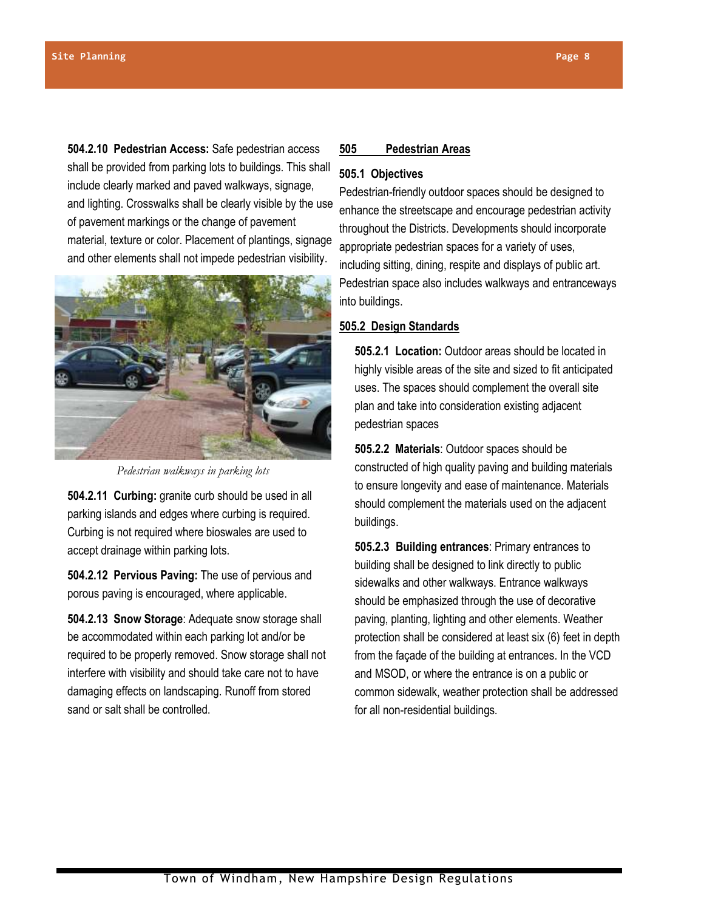**504.2.10 Pedestrian Access:** Safe pedestrian access shall be provided from parking lots to buildings. This shall include clearly marked and paved walkways, signage, and lighting. Crosswalks shall be clearly visible by the use of pavement markings or the change of pavement material, texture or color. Placement of plantings, signage and other elements shall not impede pedestrian visibility.

*Pedestrian walkways in parking lots*

**504.2.11 Curbing:** granite curb should be used in all parking islands and edges where curbing is required. Curbing is not required where bioswales are used to accept drainage within parking lots.

**504.2.12 Pervious Paving:** The use of pervious and porous paving is encouraged, where applicable.

**504.2.13 Snow Storage**: Adequate snow storage shall be accommodated within each parking lot and/or be required to be properly removed. Snow storage shall not interfere with visibility and should take care not to have damaging effects on landscaping. Runoff from stored sand or salt shall be controlled.

## 505 Pedestrian Areas

### 505.1 Objectives

Pedestrian-friendly outdoor spaces should be designed to enhance the streetscape and encourage pedestrian activity throughout the Districts. Developments should incorporate appropriate pedestrian spaces for a variety of uses, including sitting, dining, respite and displays of public art. Pedestrian space also includes walkways and entranceways into buildings.

### 505.2 Design Standards

**505.2.1 Location:** Outdoor areas should be located in highly visible areas of the site and sized to fit anticipated uses. The spaces should complement the overall site plan and take into consideration existing adjacent pedestrian spaces

**505.2.2 Materials**: Outdoor spaces should be constructed of high quality paving and building materials to ensure longevity and ease of maintenance. Materials should complement the materials used on the adjacent buildings.

**505.2.3 Building entrances**: Primary entrances to building shall be designed to link directly to public sidewalks and other walkways. Entrance walkways should be emphasized through the use of decorative paving, planting, lighting and other elements. Weather protection shall be considered at least six (6) feet in depth from the façade of the building at entrances. In the VCD and MSOD, or where the entrance is on a public or common sidewalk, weather protection shall be addressed for all non-residential buildings.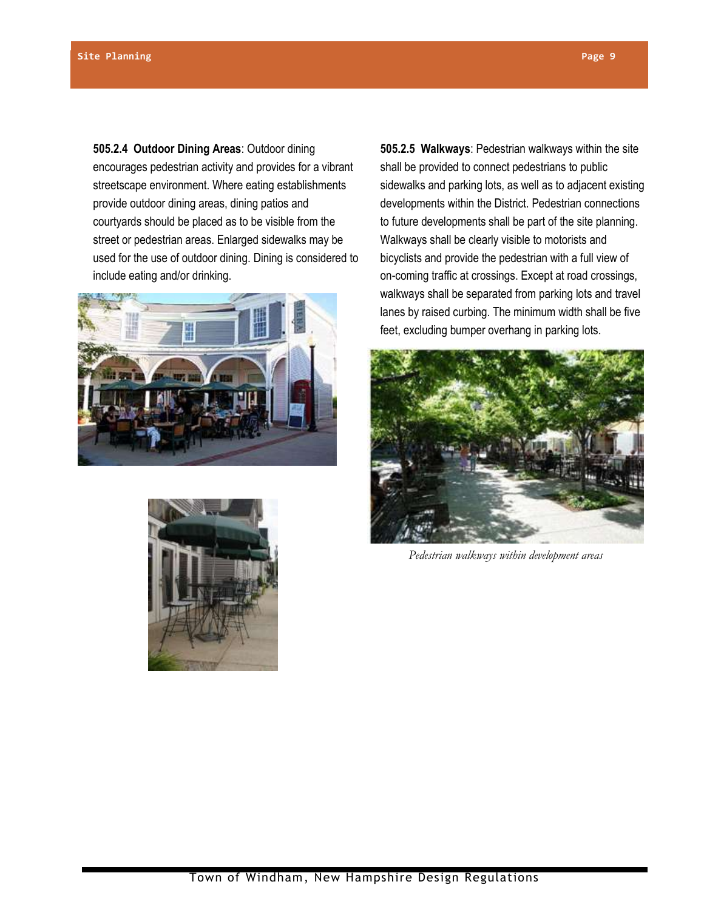**505.2.4 Outdoor Dining Areas**: Outdoor dining encourages pedestrian activity and provides for a vibrant streetscape environment. Where eating establishments provide outdoor dining areas, dining patios and courtyards should be placed as to be visible from the street or pedestrian areas. Enlarged sidewalks may be used for the use of outdoor dining. Dining is considered to include eating and/or drinking.

**505.2.5 Walkways**: Pedestrian walkways within the site shall be provided to connect pedestrians to public sidewalks and parking lots, as well as to adjacent existing developments within the District. Pedestrian connections to future developments shall be part of the site planning. Walkways shall be clearly visible to motorists and bicyclists and provide the pedestrian with a full view of on-coming traffic at crossings. Except at road crossings, walkways shall be separated from parking lots and travel lanes by raised curbing. The minimum width shall be five feet, excluding bumper overhang in parking lots.

*Pedestrian walkways within development areas*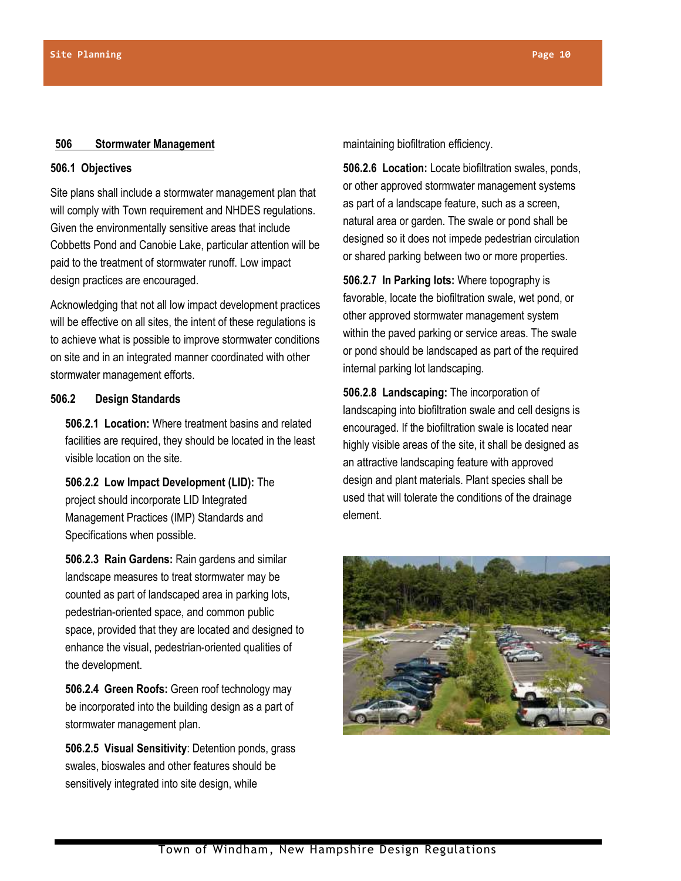## 506 Stormwater Management

### 506.1 Objectives

Site plans shall include a stormwater management plan that will comply with Town requirement and NHDES regulations. Given the environmentally sensitive areas that include Cobbetts Pond and Canobie Lake, particular attention will be paid to the treatment of stormwater runoff. Low impact design practices are encouraged.

Acknowledging that not all low impact development practices will be effective on all sites, the intent of these regulations is to achieve what is possible to improve stormwater conditions on site and in an integrated manner coordinated with other stormwater management efforts.

### 506.2 Design Standards

**506.2.1 Location:** Where treatment basins and related facilities are required, they should be located in the least visible location on the site.

**506.2.2 Low Impact Development (LID):** The project should incorporate LID Integrated Management Practices (IMP) Standards and Specifications when possible.

**506.2.3 Rain Gardens:** Rain gardens and similar landscape measures to treat stormwater may be counted as part of landscaped area in parking lots, pedestrian-oriented space, and common public space, provided that they are located and designed to enhance the visual, pedestrian-oriented qualities of the development.

**506.2.4 Green Roofs:** Green roof technology may be incorporated into the building design as a part of stormwater management plan.

**506.2.5 Visual Sensitivity**: Detention ponds, grass swales, bioswales and other features should be sensitively integrated into site design, while maintaining biofiltration efficiency.

**506.2.6 Location:** Locate biofiltration swales, ponds, or other approved stormwater management systems as part of a landscape feature, such as a screen, natural area or garden. The swale or pond shall be designed so it does not impede pedestrian circulation or shared parking between two or more properties.

**506.2.7 In Parking lots:** Where topography is favorable, locate the biofiltration swale, wet pond, or other approved stormwater management system within the paved parking or service areas. The swale or pond should be landscaped as part of the required internal parking lot landscaping.

**506.2.8 Landscaping:** The incorporation of landscaping into biofiltration swale and cell designs is encouraged. If the biofiltration swale is located near highly visible areas of the site, it shall be designed as an attractive landscaping feature with approved design and plant materials. Plant species shall be used that will tolerate the conditions of the drainage element.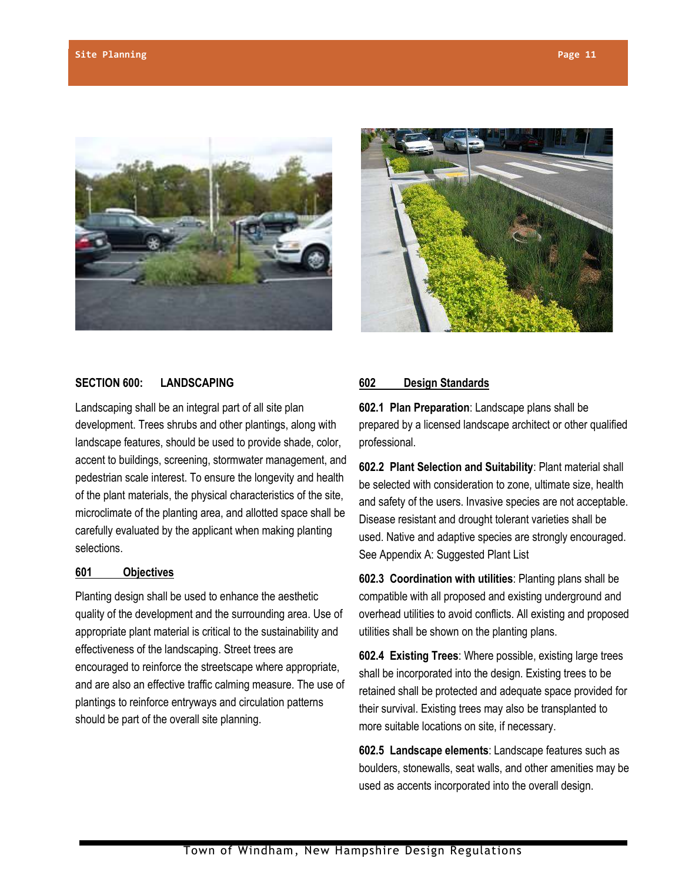## SECTION 600: LANDSCAPING

Landscaping shall be an integral part of all site plan development. Trees shrubs and other plantings, along with landscape features, should be used to provide shade, color, accent to buildings, screening, stormwater management, and pedestrian scale interest. To ensure the longevity and health of the plant materials, the physical characteristics of the site, microclimate of the planting area, and allotted space shall be carefully evaluated by the applicant when making planting selections.

### 601 Objectives

Planting design shall be used to enhance the aesthetic quality of the development and the surrounding area. Use of appropriate plant material is critical to the sustainability and effectiveness of the landscaping. Street trees are encouraged to reinforce the streetscape where appropriate, and are also an effective traffic calming measure. The use of plantings to reinforce entryways and circulation patterns should be part of the overall site planning.

### 602 Design Standards

**602.1 Plan Preparation**: Landscape plans shall be prepared by a licensed landscape architect or other qualified professional.

**602.2 Plant Selection and Suitability**: Plant material shall be selected with consideration to zone, ultimate size, health and safety of the users. Invasive species are not acceptable. Disease resistant and drought tolerant varieties shall be used. Native and adaptive species are strongly encouraged. See Appendix A: Suggested Plant List

**602.3 Coordination with utilities**: Planting plans shall be compatible with all proposed and existing underground and overhead utilities to avoid conflicts. All existing and proposed utilities shall be shown on the planting plans.

**602.4 Existing Trees**: Where possible, existing large trees shall be incorporated into the design. Existing trees to be retained shall be protected and adequate space provided for their survival. Existing trees may also be transplanted to more suitable locations on site, if necessary.

**602.5 Landscape elements**: Landscape features such as boulders, stonewalls, seat walls, and other amenities may be used as accents incorporated into the overall design.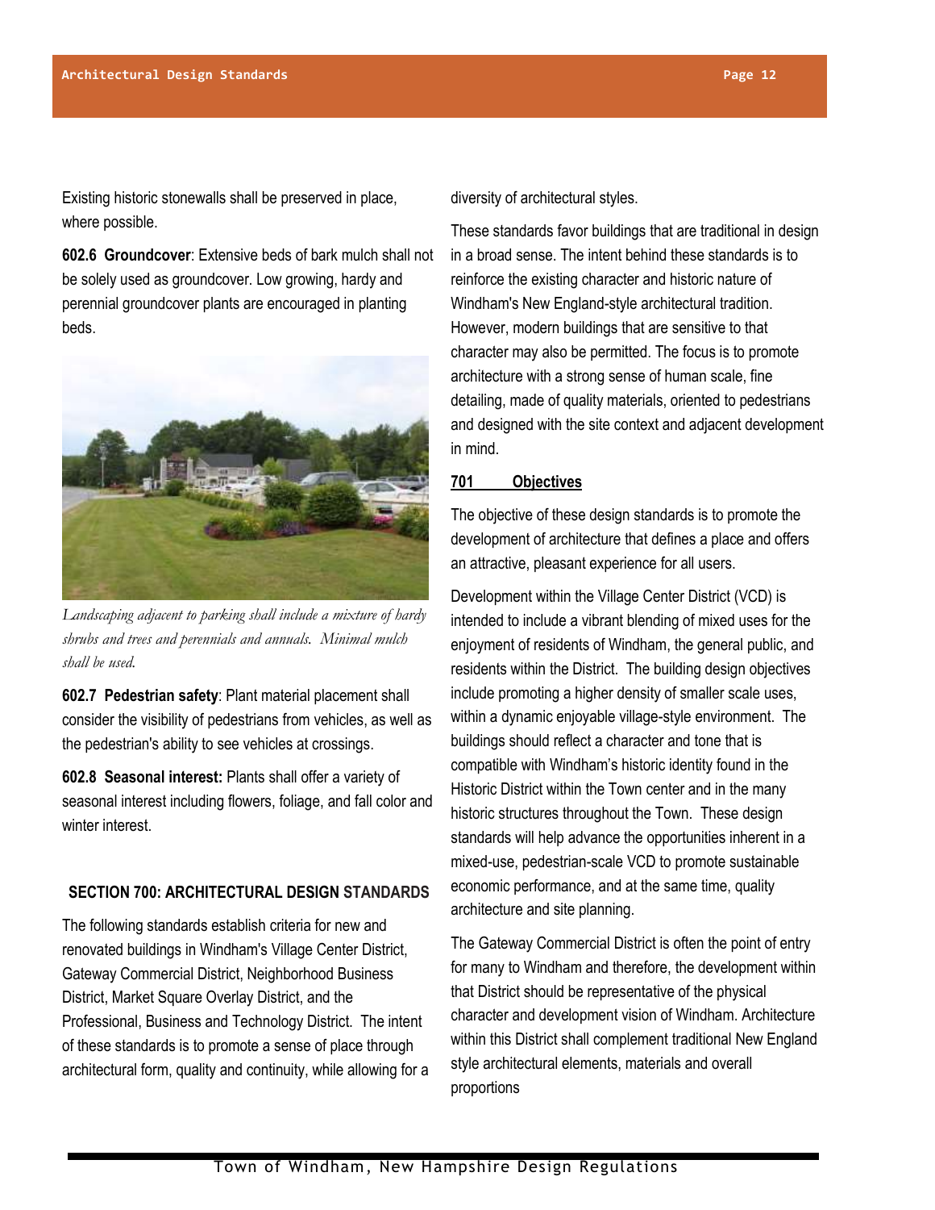Existing historic stonewalls shall be preserved in place, where possible.

**602.6 Groundcover**: Extensive beds of bark mulch shall not be solely used as groundcover. Low growing, hardy and perennial groundcover plants are encouraged in planting beds.

*Landscaping adjacent to parking shall include a mixture of hardy shrubs and trees and perennials and annuals. Minimal mulch shall be used.*

**602.7 Pedestrian safety**: Plant material placement shall consider the visibility of pedestrians from vehicles, as well as the pedestrian's ability to see vehicles at crossings.

**602.8 Seasonal interest:** Plants shall offer a variety of seasonal interest including flowers, foliage, and fall color and winter interest.

## SECTION 700: ARCHITECTURAL DESIGN STANDARDS

The following standards establish criteria for new and renovated buildings in Windham's Village Center District, Gateway Commercial District, Neighborhood Business District, Market Square Overlay District, and the Professional, Business and Technology District. The intent of these standards is to promote a sense of place through architectural form, quality and continuity, while allowing for a diversity of architectural styles.

These standards favor buildings that are traditional in design in a broad sense. The intent behind these standards is to reinforce the existing character and historic nature of Windham's New England-style architectural tradition. However, modern buildings that are sensitive to that character may also be permitted. The focus is to promote architecture with a strong sense of human scale, fine detailing, made of quality materials, oriented to pedestrians and designed with the site context and adjacent development in mind.

### 701 Objectives

The objective of these design standards is to promote the development of architecture that defines a place and offers an attractive, pleasant experience for all users.

Development within the Village Center District (VCD) is intended to include a vibrant blending of mixed uses for the enjoyment of residents of Windham, the general public, and residents within the District. The building design objectives include promoting a higher density of smaller scale uses, within a dynamic enjoyable village-style environment. The buildings should reflect a character and tone that is compatible with Windham's historic identity found in the Historic District within the Town center and in the many historic structures throughout the Town. These design standards will help advance the opportunities inherent in a mixed-use, pedestrian-scale VCD to promote sustainable economic performance, and at the same time, quality architecture and site planning.

The Gateway Commercial District is often the point of entry for many to Windham and therefore, the development within that District should be representative of the physical character and development vision of Windham. Architecture within this District shall complement traditional New England style architectural elements, materials and overall proportions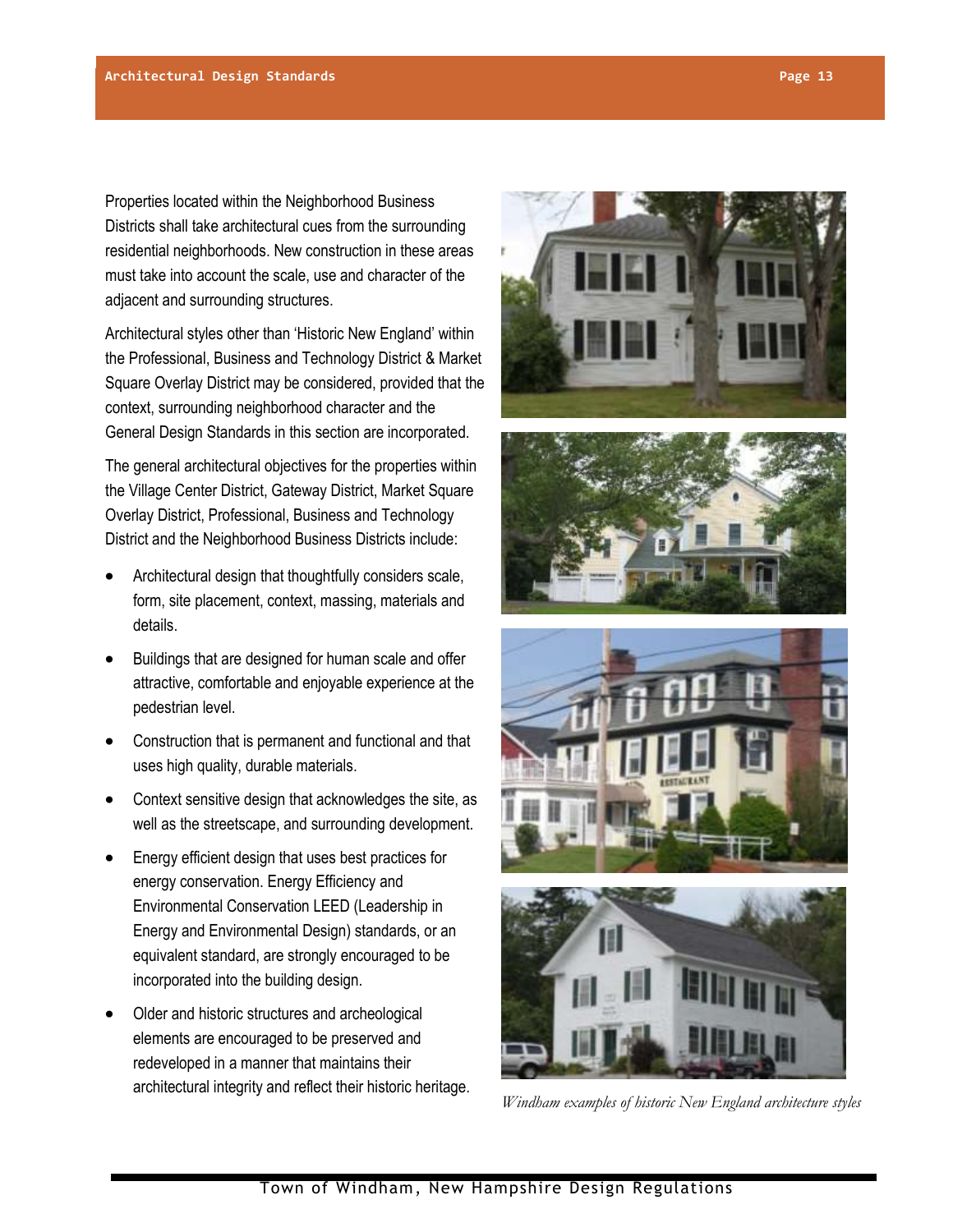Properties located within the Neighborhood Business Districts shall take architectural cues from the surrounding residential neighborhoods. New construction in these areas must take into account the scale, use and character of the adjacent and surrounding structures.

Architectural styles other than 'Historic New England' within the Professional, Business and Technology District & Market Square Overlay District may be considered, provided that the context, surrounding neighborhood character and the General Design Standards in this section are incorporated.

The general architectural objectives for the properties within the Village Center District, Gateway District, Market Square Overlay District, Professional, Business and Technology District and the Neighborhood Business Districts include:

- Architectural design that thoughtfully considers scale, form, site placement, context, massing, materials and details.
- Buildings that are designed for human scale and offer attractive, comfortable and enjoyable experience at the pedestrian level.
- Construction that is permanent and functional and that uses high quality, durable materials.
- Context sensitive design that acknowledges the site, as well as the streetscape, and surrounding development.
- Energy efficient design that uses best practices for energy conservation. Energy Efficiency and Environmental Conservation LEED (Leadership in Energy and Environmental Design) standards, or an equivalent standard, are strongly encouraged to be incorporated into the building design.
- Older and historic structures and archeological elements are encouraged to be preserved and redeveloped in a manner that maintains their architectural integrity and reflect their historic heritage.

*Windham examples of historic New England architecture styles*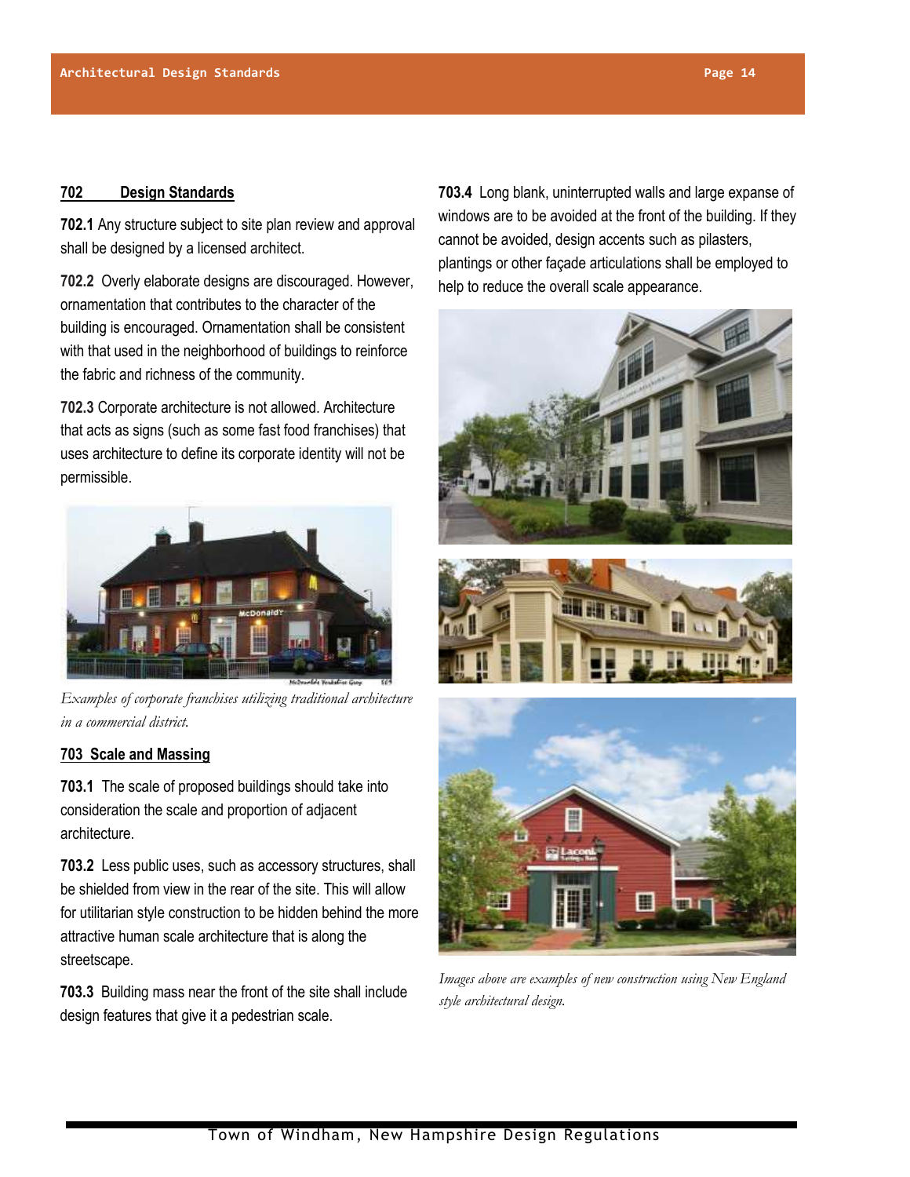## 702 Design Standards

**702.1** Any structure subject to site plan review and approval shall be designed by a licensed architect.

**702.2** Overly elaborate designs are discouraged. However, ornamentation that contributes to the character of the building is encouraged. Ornamentation shall be consistent with that used in the neighborhood of buildings to reinforce the fabric and richness of the community.

**702.3** Corporate architecture is not allowed. Architecture that acts as signs (such as some fast food franchises) that uses architecture to define its corporate identity will not be permissible.

*Examples of corporate franchises utilizing traditional architecture in a commercial district.*

## 703 Scale and Massing

**703.1** The scale of proposed buildings should take into consideration the scale and proportion of adjacent architecture.

**703.2** Less public uses, such as accessory structures, shall be shielded from view in the rear of the site. This will allow for utilitarian style construction to be hidden behind the more attractive human scale architecture that is along the streetscape.

**703.3** Building mass near the front of the site shall include design features that give it a pedestrian scale.

**703.4** Long blank, uninterrupted walls and large expanse of windows are to be avoided at the front of the building. If they cannot be avoided, design accents such as pilasters, plantings or other façade articulations shall be employed to help to reduce the overall scale appearance.

*Images above are examples of new construction using New England style architectural design.*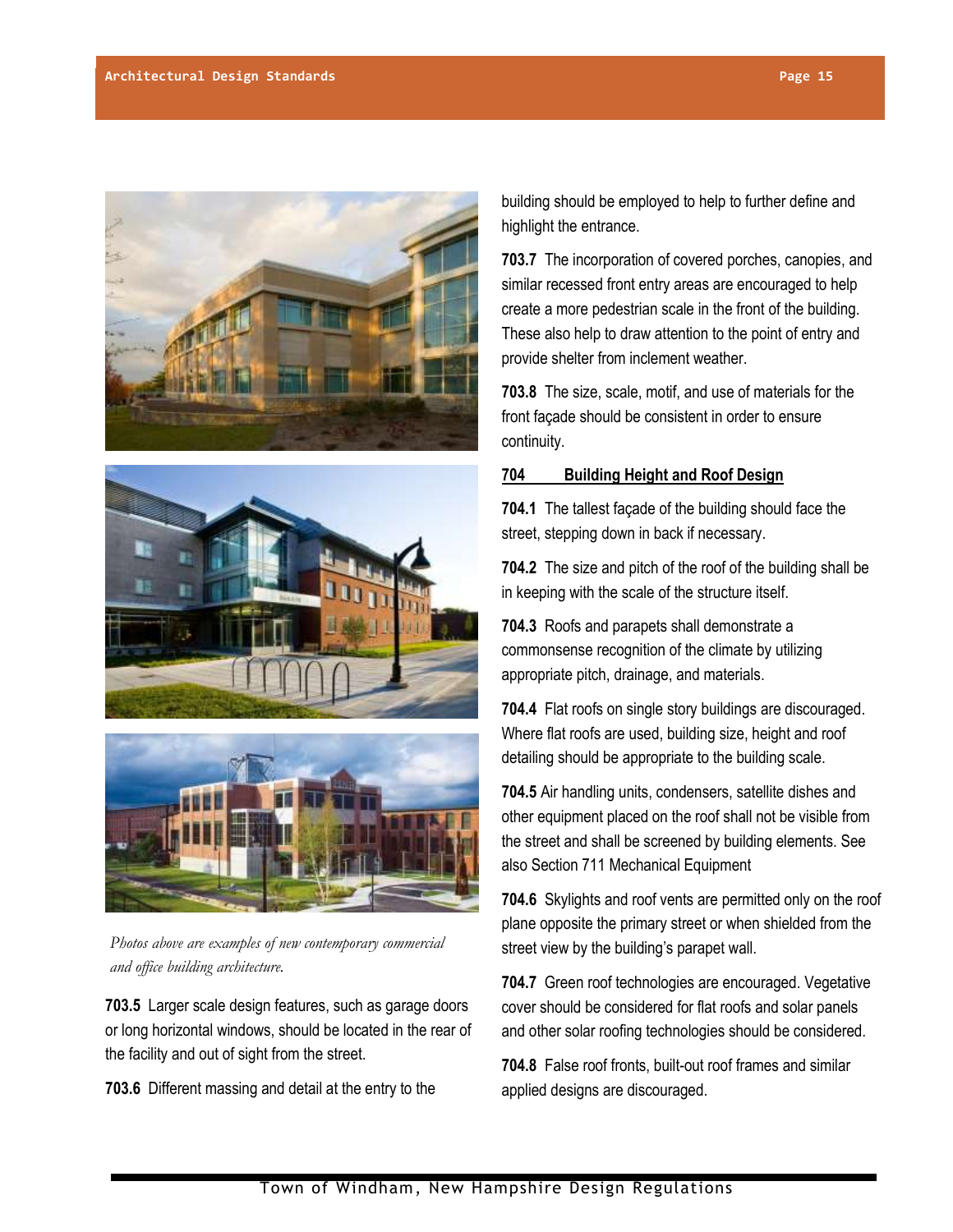*Photos above are examples of new contemporary commercial and office building architecture.*

**703.5** Larger scale design features, such as garage doors or long horizontal windows, should be located in the rear of the facility and out of sight from the street.

**703.6** Different massing and detail at the entry to the building should be employed to help to further define and highlight the entrance.

**703.7** The incorporation of covered porches, canopies, and similar recessed front entry areas are encouraged to help create a more pedestrian scale in the front of the building. These also help to draw attention to the point of entry and provide shelter from inclement weather.

**703.8** The size, scale, motif, and use of materials for the front façade should be consistent in order to ensure continuity.

## 704 Building Height and Roof Design

**704.1** The tallest façade of the building should face the street, stepping down in back if necessary.

**704.2** The size and pitch of the roof of the building shall be in keeping with the scale of the structure itself.

**704.3** Roofs and parapets shall demonstrate a commonsense recognition of the climate by utilizing appropriate pitch, drainage, and materials.

**704.4** Flat roofs on single story buildings are discouraged. Where flat roofs are used, building size, height and roof detailing should be appropriate to the building scale.

**704.5** Air handling units, condensers, satellite dishes and other equipment placed on the roof shall not be visible from the street and shall be screened by building elements. See also Section 711 Mechanical Equipment

**704.6** Skylights and roof vents are permitted only on the roof plane opposite the primary street or when shielded from the street view by the building's parapet wall.

**704.7** Green roof technologies are encouraged. Vegetative cover should be considered for flat roofs and solar panels and other solar roofing technologies should be considered.

**704.8** False roof fronts, built-out roof frames and similar applied designs are discouraged.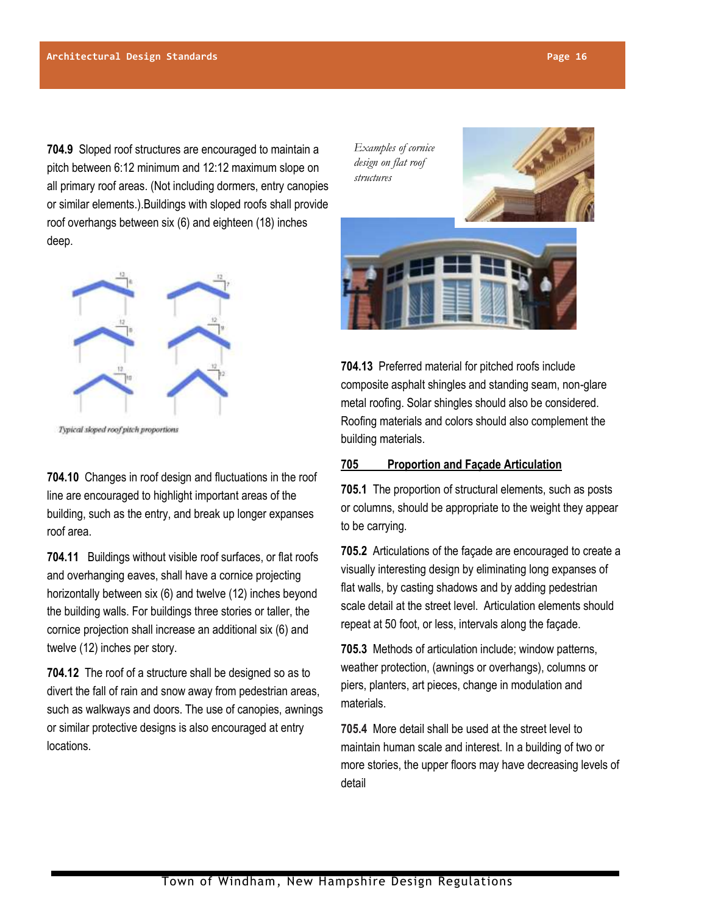**704.9** Sloped roof structures are encouraged to maintain a pitch between 6:12 minimum and 12:12 maximum slope on all primary roof areas. (Not including dormers, entry canopies or similar elements.).Buildings with sloped roofs shall provide roof overhangs between six (6) and eighteen (18) inches deep.

*Typical sloped roof pitch proportions*

**704.10** Changes in roof design and fluctuations in the roof line are encouraged to highlight important areas of the building, such as the entry, and break up longer expanses roof area.

**704.11** Buildings without visible roof surfaces, or flat roofs and overhanging eaves, shall have a cornice projecting horizontally between six (6) and twelve (12) inches beyond the building walls. For buildings three stories or taller, the cornice projection shall increase an additional six (6) and twelve (12) inches per story.

**704.12** The roof of a structure shall be designed so as to divert the fall of rain and snow away from pedestrian areas, such as walkways and doors. The use of canopies, awnings or similar protective designs is also encouraged at entry locations.

*Examples of cornice design on flat roof structures*

**704.13** Preferred material for pitched roofs include composite asphalt shingles and standing seam, non-glare metal roofing. Solar shingles should also be considered. Roofing materials and colors should also complement the building materials.

## 705 Proportion and Façade Articulation

**705.1** The proportion of structural elements, such as posts or columns, should be appropriate to the weight they appear to be carrying.

**705.2** Articulations of the façade are encouraged to create a visually interesting design by eliminating long expanses of flat walls, by casting shadows and by adding pedestrian scale detail at the street level. Articulation elements should repeat at 50 foot, or less, intervals along the façade.

**705.3** Methods of articulation include; window patterns, weather protection, (awnings or overhangs), columns or piers, planters, art pieces, change in modulation and materials.

**705.4** More detail shall be used at the street level to maintain human scale and interest. In a building of two or more stories, the upper floors may have decreasing levels of detail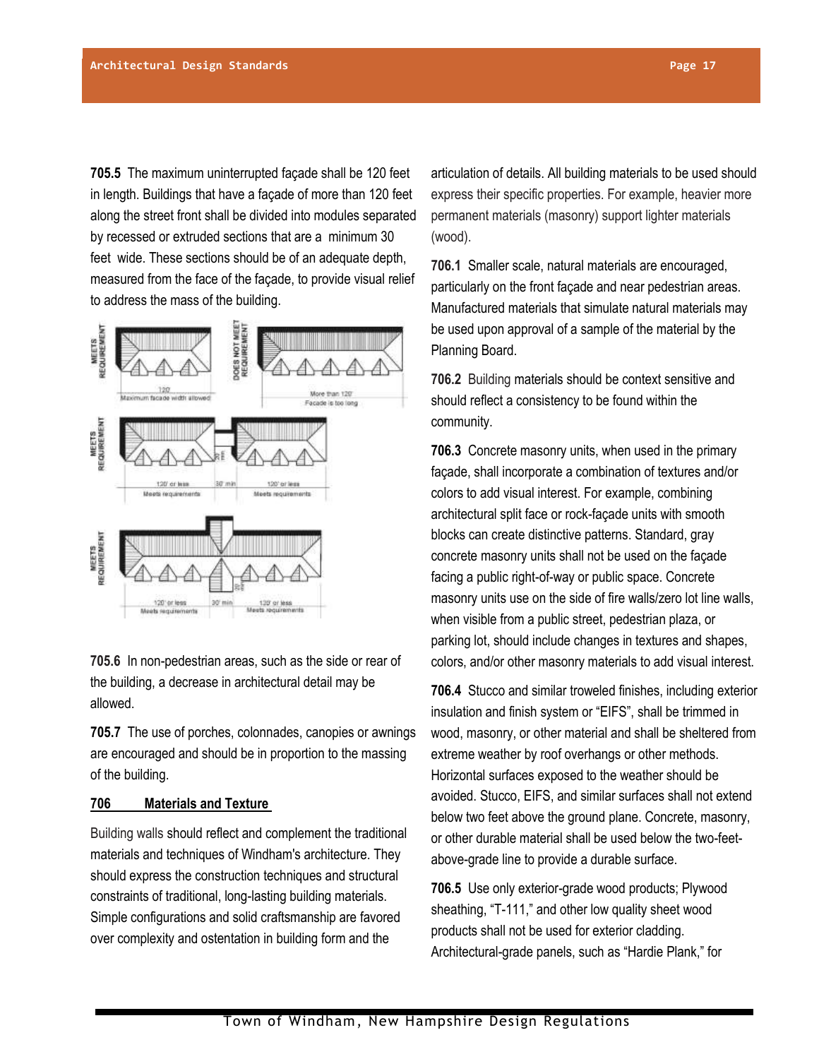**705.5** The maximum uninterrupted façade shall be 120 feet in length. Buildings that have a façade of more than 120 feet along the street front shall be divided into modules separated by recessed or extruded sections that are a minimum 30 feet wide. These sections should be of an adequate depth, measured from the face of the façade, to provide visual relief to address the mass of the building.

**705.6** In non-pedestrian areas, such as the side or rear of the building, a decrease in architectural detail may be allowed.

**705.7** The use of porches, colonnades, canopies or awnings are encouraged and should be in proportion to the massing of the building.

## 706 Materials and Texture

Building walls should reflect and complement the traditional materials and techniques of Windham's architecture. They should express the construction techniques and structural constraints of traditional, long-lasting building materials. Simple configurations and solid craftsmanship are favored over complexity and ostentation in building form and the articulation of details. All building materials to be used should express their specific properties. For example, heavier more permanent materials (masonry) support lighter materials (wood).

**706.1** Smaller scale, natural materials are encouraged, particularly on the front façade and near pedestrian areas. Manufactured materials that simulate natural materials may be used upon approval of a sample of the material by the Planning Board.

**706.2** Building materials should be context sensitive and should reflect a consistency to be found within the community.

**706.3** Concrete masonry units, when used in the primary façade, shall incorporate a combination of textures and/or colors to add visual interest. For example, combining architectural split face or rock-façade units with smooth blocks can create distinctive patterns. Standard, gray concrete masonry units shall not be used on the façade facing a public right-of-way or public space. Concrete masonry units use on the side of fire walls/zero lot line walls, when visible from a public street, pedestrian plaza, or parking lot, should include changes in textures and shapes, colors, and/or other masonry materials to add visual interest.

**706.4** Stucco and similar troweled finishes, including exterior insulation and finish system or "EIFS", shall be trimmed in wood, masonry, or other material and shall be sheltered from extreme weather by roof overhangs or other methods. Horizontal surfaces exposed to the weather should be avoided. Stucco, EIFS, and similar surfaces shall not extend below two feet above the ground plane. Concrete, masonry, or other durable material shall be used below the two-feet-above-grade line to provide a durable surface.

**706.5** Use only exterior-grade wood products; Plywood sheathing, "T-111," and other low quality sheet wood products shall not be used for exterior cladding. Architectural-grade panels, such as "Hardie Plank," for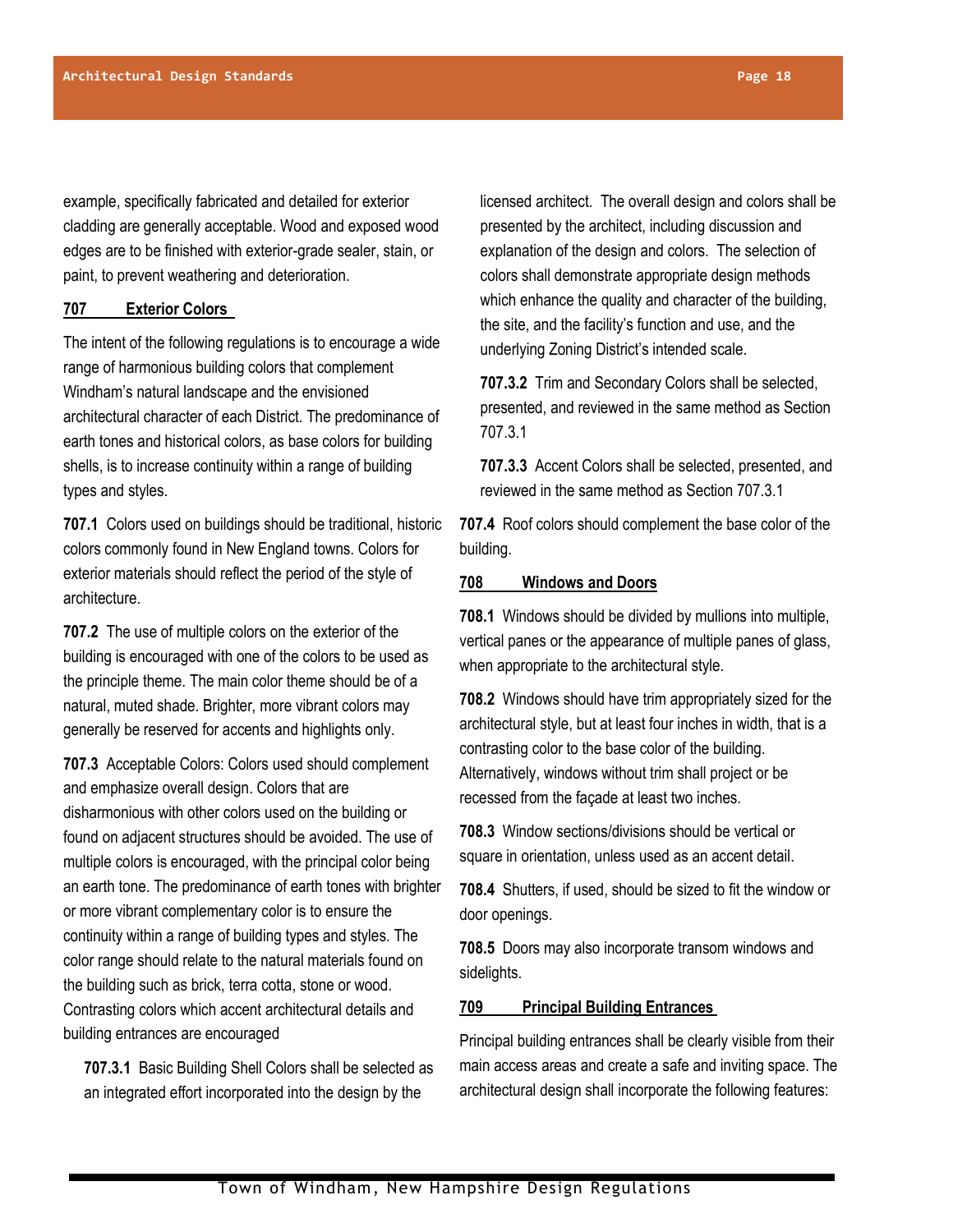example, specifically fabricated and detailed for exterior cladding are generally acceptable. Wood and exposed wood edges are to be finished with exterior-grade sealer, stain, or paint, to prevent weathering and deterioration.

## 707 Exterior Colors

The intent of the following regulations is to encourage a wide range of harmonious building colors that complement Windham's natural landscape and the envisioned architectural character of each District. The predominance of earth tones and historical colors, as base colors for building shells, is to increase continuity within a range of building types and styles.

**707.1** Colors used on buildings should be traditional, historic colors commonly found in New England towns. Colors for exterior materials should reflect the period of the style of architecture.

**707.2** The use of multiple colors on the exterior of the building is encouraged with one of the colors to be used as the principle theme. The main color theme should be of a natural, muted shade. Brighter, more vibrant colors may generally be reserved for accents and highlights only.

**707.3** Acceptable Colors: Colors used should complement and emphasize overall design. Colors that are disharmonious with other colors used on the building or found on adjacent structures should be avoided. The use of multiple colors is encouraged, with the principal color being an earth tone. The predominance of earth tones with brighter or more vibrant complementary color is to ensure the continuity within a range of building types and styles. The color range should relate to the natural materials found on the building such as brick, terra cotta, stone or wood. Contrasting colors which accent architectural details and building entrances are encouraged

**707.3.1** Basic Building Shell Colors shall be selected as an integrated effort incorporated into the design by the licensed architect. The overall design and colors shall be presented by the architect, including discussion and explanation of the design and colors. The selection of colors shall demonstrate appropriate design methods which enhance the quality and character of the building, the site, and the facility's function and use, and the underlying Zoning District's intended scale.

**707.3.2** Trim and Secondary Colors shall be selected, presented, and reviewed in the same method as Section 707.3.1

**707.3.3** Accent Colors shall be selected, presented, and reviewed in the same method as Section 707.3.1

**707.4** Roof colors should complement the base color of the building.

## 708 Windows and Doors

**708.1** Windows should be divided by mullions into multiple, vertical panes or the appearance of multiple panes of glass, when appropriate to the architectural style.

**708.2** Windows should have trim appropriately sized for the architectural style, but at least four inches in width, that is a contrasting color to the base color of the building. Alternatively, windows without trim shall project or be recessed from the façade at least two inches.

**708.3** Window sections/divisions should be vertical or square in orientation, unless used as an accent detail.

**708.4** Shutters, if used, should be sized to fit the window or door openings.

**708.5** Doors may also incorporate transom windows and sidelights.

## 709 Principal Building Entrances

Principal building entrances shall be clearly visible from their main access areas and create a safe and inviting space. The architectural design shall incorporate the following features: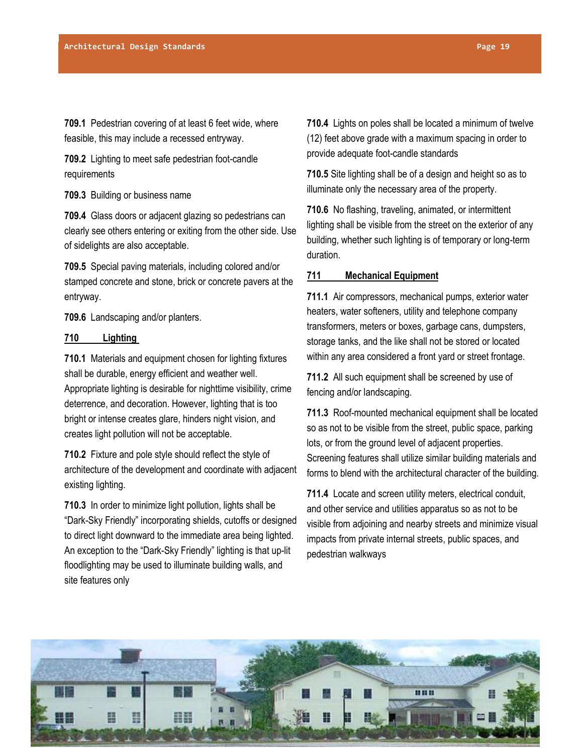**709.1** Pedestrian covering of at least 6 feet wide, where feasible, this may include a recessed entryway.

**709.2** Lighting to meet safe pedestrian foot-candle requirements

**709.3** Building or business name

**709.4** Glass doors or adjacent glazing so pedestrians can clearly see others entering or exiting from the other side. Use of sidelights are also acceptable.

**709.5** Special paving materials, including colored and/or stamped concrete and stone, brick or concrete pavers at the entryway.

**709.6** Landscaping and/or planters.

## 710 Lighting

**710.1** Materials and equipment chosen for lighting fixtures shall be durable, energy efficient and weather well. Appropriate lighting is desirable for nighttime visibility, crime deterrence, and decoration. However, lighting that is too bright or intense creates glare, hinders night vision, and creates light pollution will not be acceptable.

**710.2** Fixture and pole style should reflect the style of architecture of the development and coordinate with adjacent existing lighting.

**710.3** In order to minimize light pollution, lights shall be "Dark-Sky Friendly" incorporating shields, cutoffs or designed to direct light downward to the immediate area being lighted. An exception to the "Dark-Sky Friendly" lighting is that up-lit floodlighting may be used to illuminate building walls, and site features only

**710.4** Lights on poles shall be located a minimum of twelve (12) feet above grade with a maximum spacing in order to provide adequate foot-candle standards

**710.5** Site lighting shall be of a design and height so as to illuminate only the necessary area of the property.

**710.6** No flashing, traveling, animated, or intermittent lighting shall be visible from the street on the exterior of any building, whether such lighting is of temporary or long-term duration.

## 711 Mechanical Equipment

**711.1** Air compressors, mechanical pumps, exterior water heaters, water softeners, utility and telephone company transformers, meters or boxes, garbage cans, dumpsters, storage tanks, and the like shall not be stored or located within any area considered a front yard or street frontage.

**711.2** All such equipment shall be screened by use of fencing and/or landscaping.

**711.3** Roof-mounted mechanical equipment shall be located so as not to be visible from the street, public space, parking lots, or from the ground level of adjacent properties. Screening features shall utilize similar building materials and forms to blend with the architectural character of the building.

**711.4** Locate and screen utility meters, electrical conduit, and other service and utilities apparatus so as not to be visible from adjoining and nearby streets and minimize visual impacts from private internal streets, public spaces, and pedestrian walkways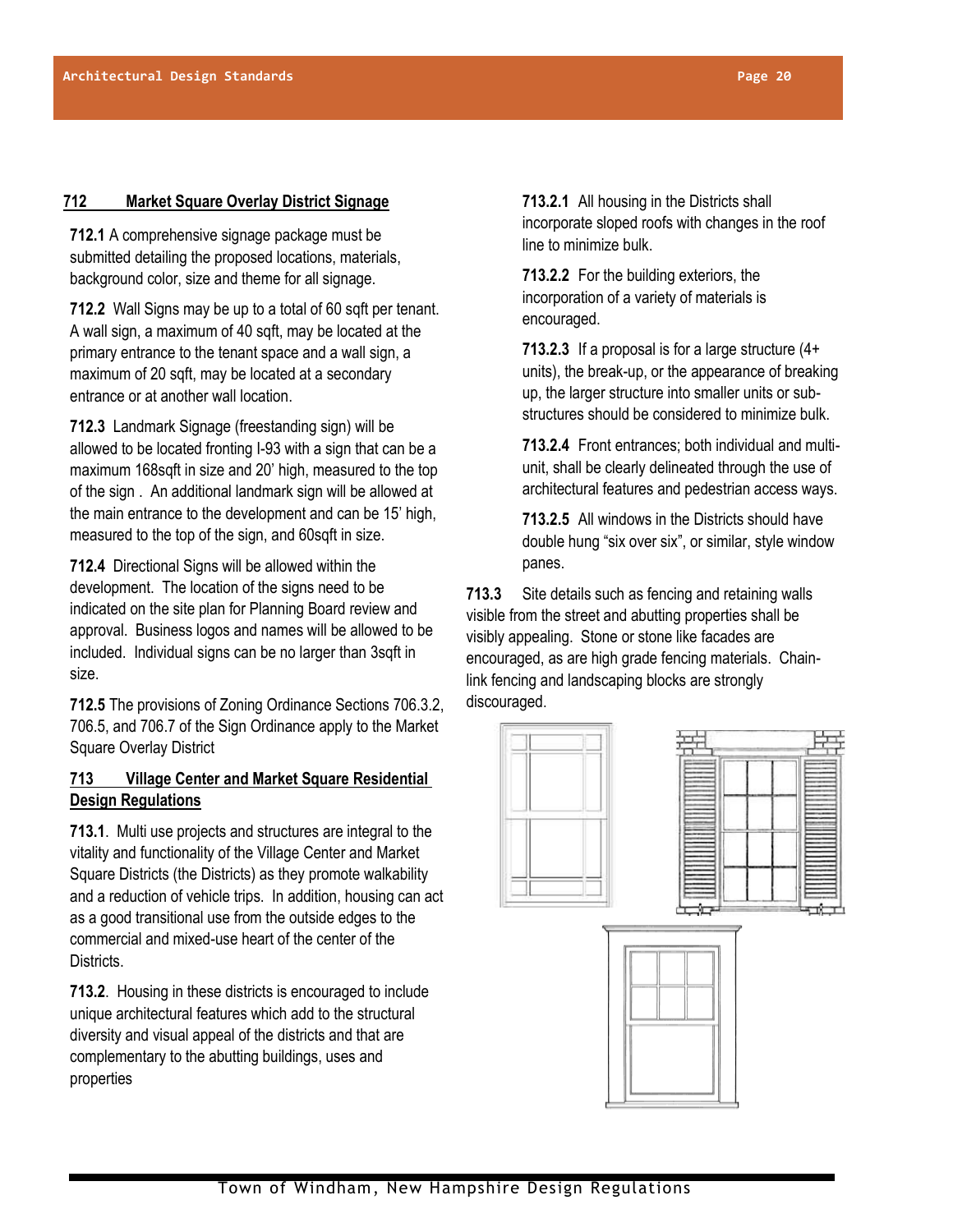## 712 Market Square Overlay District Signage

**712.1** A comprehensive signage package must be submitted detailing the proposed locations, materials, background color, size and theme for all signage.

**712.2** Wall Signs may be up to a total of 60 sqft per tenant. A wall sign, a maximum of 40 sqft, may be located at the primary entrance to the tenant space and a wall sign, a maximum of 20 sqft, may be located at a secondary entrance or at another wall location.

**712.3** Landmark Signage (freestanding sign) will be allowed to be located fronting I-93 with a sign that can be a maximum 168sqft in size and 20' high, measured to the top of the sign . An additional landmark sign will be allowed at the main entrance to the development and can be 15' high, measured to the top of the sign, and 60sqft in size.

**712.4** Directional Signs will be allowed within the development. The location of the signs need to be indicated on the site plan for Planning Board review and approval. Business logos and names will be allowed to be included. Individual signs can be no larger than 3sqft in size.

**712.5** The provisions of Zoning Ordinance Sections 706.3.2, 706.5, and 706.7 of the Sign Ordinance apply to the Market Square Overlay District

## 713 Village Center and Market Square Residential Design Regulations

**713.1**. Multi use projects and structures are integral to the vitality and functionality of the Village Center and Market Square Districts (the Districts) as they promote walkability and a reduction of vehicle trips. In addition, housing can act as a good transitional use from the outside edges to the commercial and mixed-use heart of the center of the Districts.

**713.2**. Housing in these districts is encouraged to include unique architectural features which add to the structural diversity and visual appeal of the districts and that are complementary to the abutting buildings, uses and properties

**713.2.1** All housing in the Districts shall incorporate sloped roofs with changes in the roof line to minimize bulk.

**713.2.2** For the building exteriors, the incorporation of a variety of materials is encouraged.

**713.2.3** If a proposal is for a large structure (4+ units), the break-up, or the appearance of breaking up, the larger structure into smaller units or sub-structures should be considered to minimize bulk.

**713.2.4** Front entrances; both individual and multi-unit, shall be clearly delineated through the use of architectural features and pedestrian access ways.

**713.2.5** All windows in the Districts should have double hung "six over six", or similar, style window panes.

**713.3** Site details such as fencing and retaining walls visible from the street and abutting properties shall be visibly appealing. Stone or stone like facades are encouraged, as are high grade fencing materials. Chain-link fencing and landscaping blocks are strongly discouraged.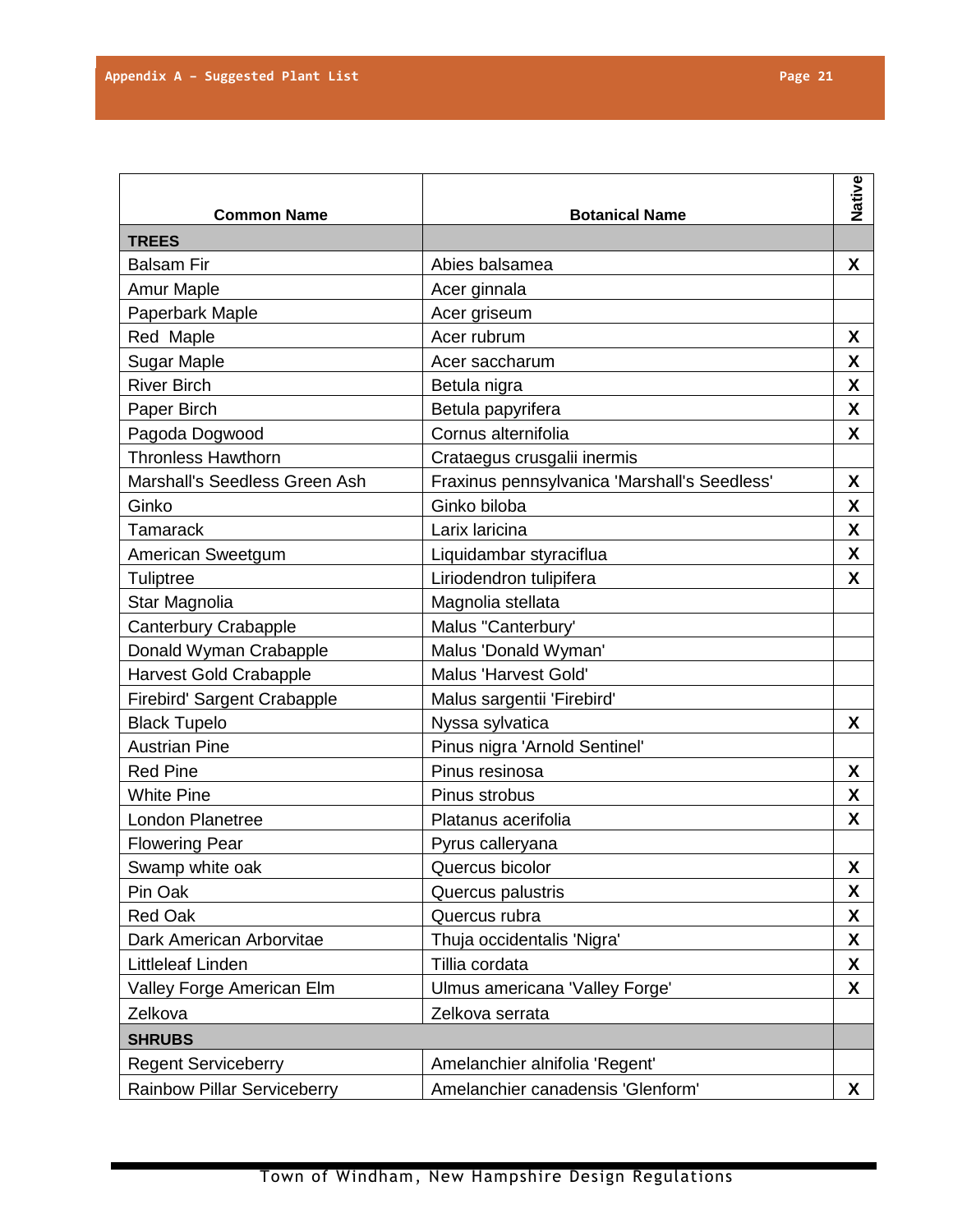| Common Name | Botanical Name | Native |
|---|---|---|
| **TREES** | | |
| Balsam Fir | Abies balsamea | X |
| Amur Maple | Acer ginnala | |
| Paperbark Maple | Acer griseum | |
| Red Maple | Acer rubrum | X |
| Sugar Maple | Acer saccharum | X |
| River Birch | Betula nigra | X |
| Paper Birch | Betula papyrifera | X |
| Pagoda Dogwood | Cornus alternifolia | X |
| Thronless Hawthorn | Crataegus crusgalii inermis | |
| Marshall's Seedless Green Ash | Fraxinus pennsylvanica 'Marshall's Seedless' | X |
| Ginko | Ginko biloba | X |
| Tamarack | Larix laricina | X |
| American Sweetgum | Liquidambar styraciflua | X |
| Tuliptree | Liriodendron tulipifera | X |
| Star Magnolia | Magnolia stellata | |
| Canterbury Crabapple | Malus "Canterbury' | |
| Donald Wyman Crabapple | Malus 'Donald Wyman' | |
| Harvest Gold Crabapple | Malus 'Harvest Gold' | |
| Firebird' Sargent Crabapple | Malus sargentii 'Firebird' | |
| Black Tupelo | Nyssa sylvatica | X |
| Austrian Pine | Pinus nigra 'Arnold Sentinel' | |
| Red Pine | Pinus resinosa | X |
| White Pine | Pinus strobus | X |
| London Planetree | Platanus acerifolia | X |
| Flowering Pear | Pyrus calleryana | |
| Swamp white oak | Quercus bicolor | X |
| Pin Oak | Quercus palustris | X |
| Red Oak | Quercus rubra | X |
| Dark American Arborvitae | Thuja occidentalis 'Nigra' | X |
| Littleleaf Linden | Tillia cordata | X |
| Valley Forge American Elm | Ulmus americana 'Valley Forge' | X |
| Zelkova | Zelkova serrata | |
| **SHRUBS** | | |
| Regent Serviceberry | Amelanchier alnifolia 'Regent' | |
| Rainbow Pillar Serviceberry | Amelanchier canadensis 'Glenform' | X |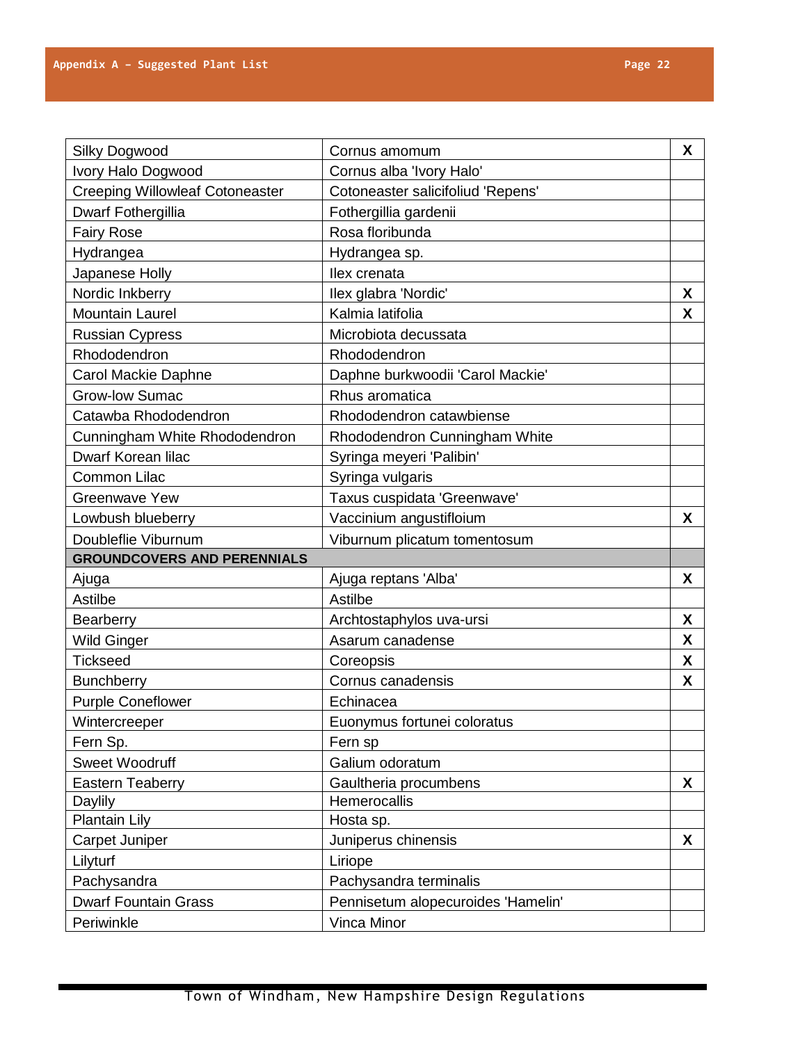| | | |
|---|---|---|
| Silky Dogwood | Cornus amomum | X |
| Ivory Halo Dogwood | Cornus alba 'Ivory Halo' | |
| Creeping Willowleaf Cotoneaster | Cotoneaster salicifoliud 'Repens' | |
| Dwarf Fothergillia | Fothergillia gardenii | |
| Fairy Rose | Rosa floribunda | |
| Hydrangea | Hydrangea sp. | |
| Japanese Holly | Ilex crenata | |
| Nordic Inkberry | Ilex glabra 'Nordic' | X |
| Mountain Laurel | Kalmia latifolia | X |
| Russian Cypress | Microbiota decussata | |
| Rhododendron | Rhododendron | |
| Carol Mackie Daphne | Daphne burkwoodii 'Carol Mackie' | |
| Grow-low Sumac | Rhus aromatica | |
| Catawba Rhododendron | Rhododendron catawbiense | |
| Cunningham White Rhododendron | Rhododendron Cunningham White | |
| Dwarf Korean lilac | Syringa meyeri 'Palibin' | |
| Common Lilac | Syringa vulgaris | |
| Greenwave Yew | Taxus cuspidata 'Greenwave' | |
| Lowbush blueberry | Vaccinium angustifloium | X |
| Doubleflie Viburnum | Viburnum plicatum tomentosum | |
| **GROUNDCOVERS AND PERENNIALS** | | |
| Ajuga | Ajuga reptans 'Alba' | X |
| Astilbe | Astilbe | |
| Bearberry | Archtostaphylos uva-ursi | X |
| Wild Ginger | Asarum canadense | X |
| Tickseed | Coreopsis | X |
| Bunchberry | Cornus canadensis | X |
| Purple Coneflower | Echinacea | |
| Wintercreeper | Euonymus fortunei coloratus | |
| Fern Sp. | Fern sp | |
| Sweet Woodruff | Galium odoratum | |
| Eastern Teaberry | Gaultheria procumbens | X |
| Daylily | Hemerocallis | |
| Plantain Lily | Hosta sp. | |
| Carpet Juniper | Juniperus chinensis | X |
| Lilyturf | Liriope | |
| Pachysandra | Pachysandra terminalis | |
| Dwarf Fountain Grass | Pennisetum alopecuroides 'Hamelin' | |
| Periwinkle | Vinca Minor | |